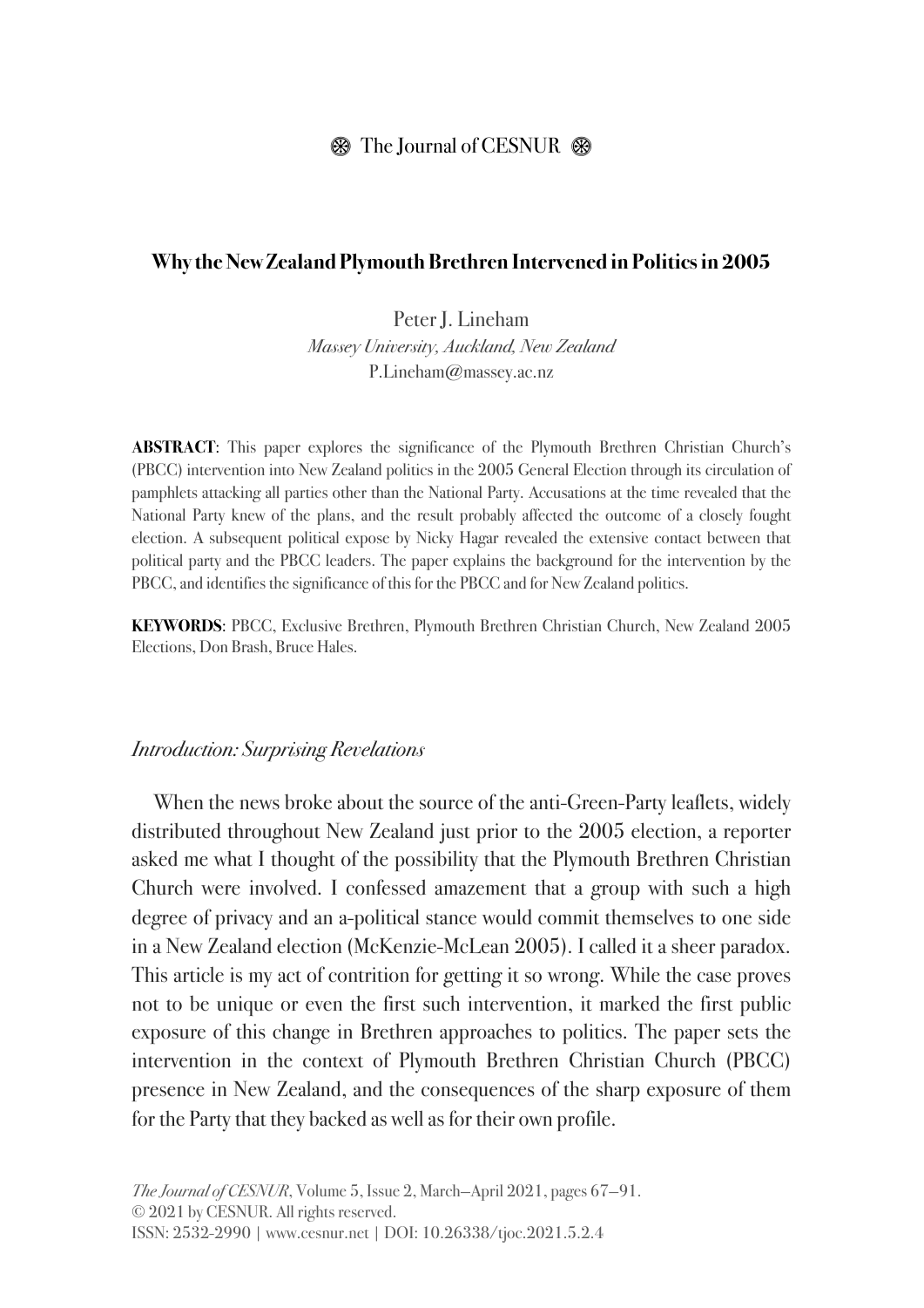# Why the New Zealand Plymouth Brethren Intervened in Politics in 2005

Peter J. Lineham
*Massey University, Auckland, New Zealand*
P.Lineham@massey.ac.nz

**ABSTRACT**: This paper explores the significance of the Plymouth Brethren Christian Church's (PBCC) intervention into New Zealand politics in the 2005 General Election through its circulation of pamphlets attacking all parties other than the National Party. Accusations at the time revealed that the National Party knew of the plans, and the result probably affected the outcome of a closely fought election. A subsequent political expose by Nicky Hagar revealed the extensive contact between that political party and the PBCC leaders. The paper explains the background for the intervention by the PBCC, and identifies the significance of this for the PBCC and for New Zealand politics.

**KEYWORDS**: PBCC, Exclusive Brethren, Plymouth Brethren Christian Church, New Zealand 2005 Elections, Don Brash, Bruce Hales.

## *Introduction: Surprising Revelations*

When the news broke about the source of the anti-Green-Party leaflets, widely distributed throughout New Zealand just prior to the 2005 election, a reporter asked me what I thought of the possibility that the Plymouth Brethren Christian Church were involved. I confessed amazement that a group with such a high degree of privacy and an a-political stance would commit themselves to one side in a New Zealand election (McKenzie-McLean 2005). I called it a sheer paradox. This article is my act of contrition for getting it so wrong. While the case proves not to be unique or even the first such intervention, it marked the first public exposure of this change in Brethren approaches to politics. The paper sets the intervention in the context of Plymouth Brethren Christian Church (PBCC) presence in New Zealand, and the consequences of the sharp exposure of them for the Party that they backed as well as for their own profile.

*The Journal of CESNUR*, Volume 5, Issue 2, March—April 2021, pages 67—91.
© 2021 by CESNUR. All rights reserved.
ISSN: 2532-2990 | www.cesnur.net | DOI: 10.26338/tjoc.2021.5.2.4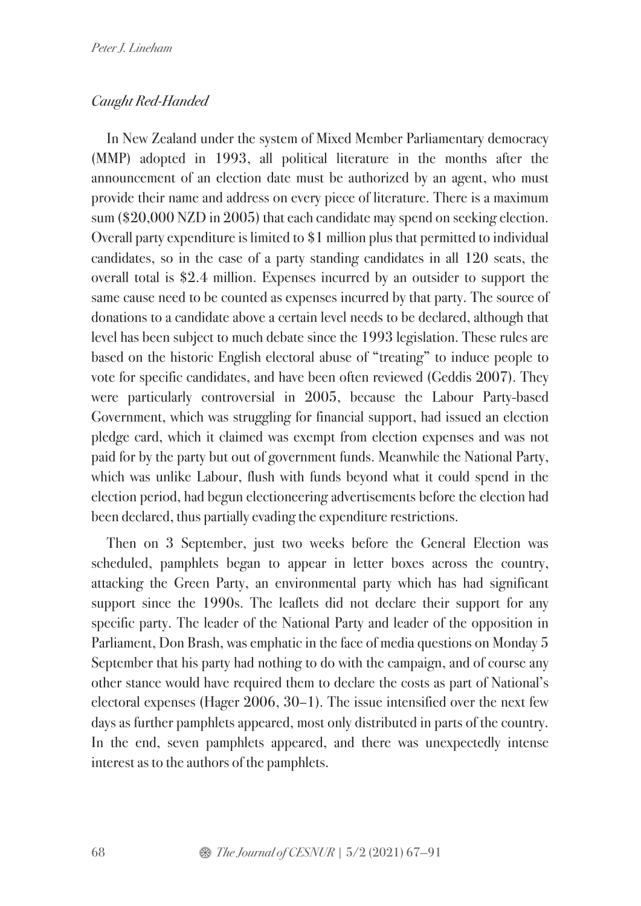### *Caught Red-Handed*

In New Zealand under the system of Mixed Member Parliamentary democracy (MMP) adopted in 1993, all political literature in the months after the announcement of an election date must be authorized by an agent, who must provide their name and address on every piece of literature. There is a maximum sum ($20,000 NZD in 2005) that each candidate may spend on seeking election. Overall party expenditure is limited to $1 million plus that permitted to individual candidates, so in the case of a party standing candidates in all 120 seats, the overall total is $2.4 million. Expenses incurred by an outsider to support the same cause need to be counted as expenses incurred by that party. The source of donations to a candidate above a certain level needs to be declared, although that level has been subject to much debate since the 1993 legislation. These rules are based on the historic English electoral abuse of "treating" to induce people to vote for specific candidates, and have been often reviewed (Geddis 2007). They were particularly controversial in 2005, because the Labour Party-based Government, which was struggling for financial support, had issued an election pledge card, which it claimed was exempt from election expenses and was not paid for by the party but out of government funds. Meanwhile the National Party, which was unlike Labour, flush with funds beyond what it could spend in the election period, had begun electioneering advertisements before the election had been declared, thus partially evading the expenditure restrictions.

Then on 3 September, just two weeks before the General Election was scheduled, pamphlets began to appear in letter boxes across the country, attacking the Green Party, an environmental party which has had significant support since the 1990s. The leaflets did not declare their support for any specific party. The leader of the National Party and leader of the opposition in Parliament, Don Brash, was emphatic in the face of media questions on Monday 5 September that his party had nothing to do with the campaign, and of course any other stance would have required them to declare the costs as part of National's electoral expenses (Hager 2006, 30–1). The issue intensified over the next few days as further pamphlets appeared, most only distributed in parts of the country. In the end, seven pamphlets appeared, and there was unexpectedly intense interest as to the authors of the pamphlets.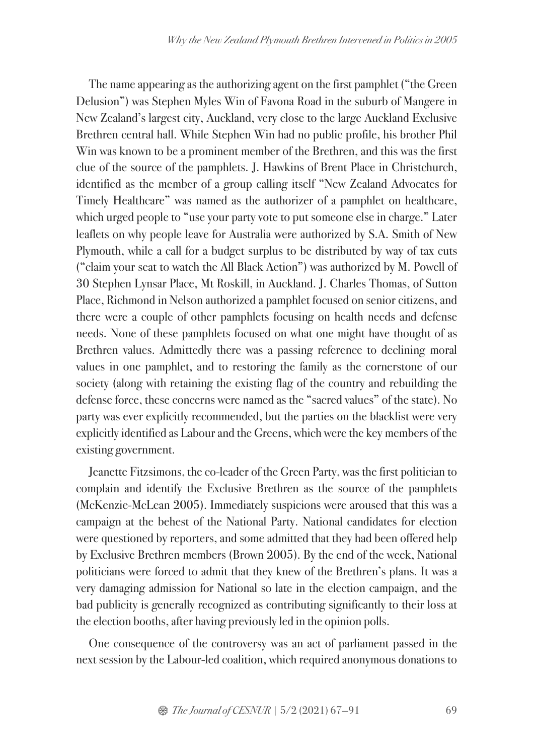The name appearing as the authorizing agent on the first pamphlet ("the Green Delusion") was Stephen Myles Win of Favona Road in the suburb of Mangere in New Zealand's largest city, Auckland, very close to the large Auckland Exclusive Brethren central hall. While Stephen Win had no public profile, his brother Phil Win was known to be a prominent member of the Brethren, and this was the first clue of the source of the pamphlets. J. Hawkins of Brent Place in Christchurch, identified as the member of a group calling itself "New Zealand Advocates for Timely Healthcare" was named as the authorizer of a pamphlet on healthcare, which urged people to "use your party vote to put someone else in charge." Later leaflets on why people leave for Australia were authorized by S.A. Smith of New Plymouth, while a call for a budget surplus to be distributed by way of tax cuts ("claim your seat to watch the All Black Action") was authorized by M. Powell of 30 Stephen Lynsar Place, Mt Roskill, in Auckland. J. Charles Thomas, of Sutton Place, Richmond in Nelson authorized a pamphlet focused on senior citizens, and there were a couple of other pamphlets focusing on health needs and defense needs. None of these pamphlets focused on what one might have thought of as Brethren values. Admittedly there was a passing reference to declining moral values in one pamphlet, and to restoring the family as the cornerstone of our society (along with retaining the existing flag of the country and rebuilding the defense force, these concerns were named as the "sacred values" of the state). No party was ever explicitly recommended, but the parties on the blacklist were very explicitly identified as Labour and the Greens, which were the key members of the existing government.

Jeanette Fitzsimons, the co-leader of the Green Party, was the first politician to complain and identify the Exclusive Brethren as the source of the pamphlets (McKenzie-McLean 2005). Immediately suspicions were aroused that this was a campaign at the behest of the National Party. National candidates for election were questioned by reporters, and some admitted that they had been offered help by Exclusive Brethren members (Brown 2005). By the end of the week, National politicians were forced to admit that they knew of the Brethren's plans. It was a very damaging admission for National so late in the election campaign, and the bad publicity is generally recognized as contributing significantly to their loss at the election booths, after having previously led in the opinion polls.

One consequence of the controversy was an act of parliament passed in the next session by the Labour-led coalition, which required anonymous donations to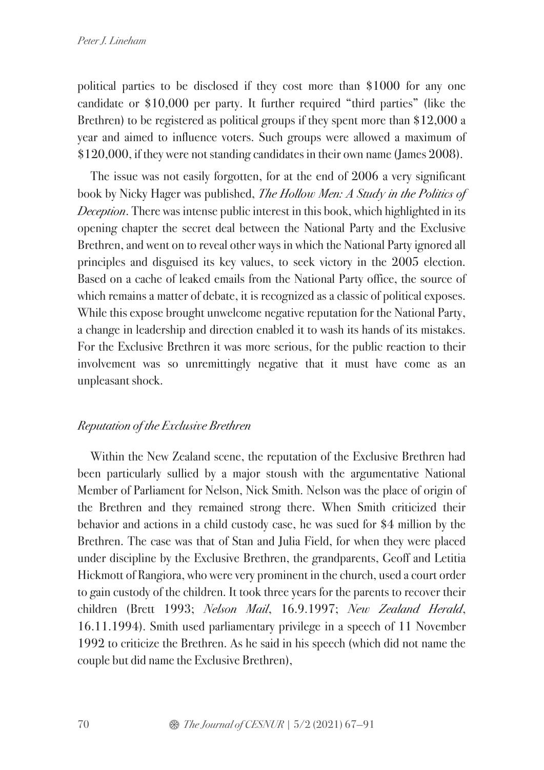political parties to be disclosed if they cost more than $1000 for any one candidate or $10,000 per party. It further required "third parties" (like the Brethren) to be registered as political groups if they spent more than $12,000 a year and aimed to influence voters. Such groups were allowed a maximum of $120,000, if they were not standing candidates in their own name (James 2008).

The issue was not easily forgotten, for at the end of 2006 a very significant book by Nicky Hager was published, *The Hollow Men: A Study in the Politics of Deception*. There was intense public interest in this book, which highlighted in its opening chapter the secret deal between the National Party and the Exclusive Brethren, and went on to reveal other ways in which the National Party ignored all principles and disguised its key values, to seek victory in the 2005 election. Based on a cache of leaked emails from the National Party office, the source of which remains a matter of debate, it is recognized as a classic of political exposes. While this expose brought unwelcome negative reputation for the National Party, a change in leadership and direction enabled it to wash its hands of its mistakes. For the Exclusive Brethren it was more serious, for the public reaction to their involvement was so unremittingly negative that it must have come as an unpleasant shock.

### *Reputation of the Exclusive Brethren*

Within the New Zealand scene, the reputation of the Exclusive Brethren had been particularly sullied by a major stoush with the argumentative National Member of Parliament for Nelson, Nick Smith. Nelson was the place of origin of the Brethren and they remained strong there. When Smith criticized their behavior and actions in a child custody case, he was sued for $4 million by the Brethren. The case was that of Stan and Julia Field, for when they were placed under discipline by the Exclusive Brethren, the grandparents, Geoff and Letitia Hickmott of Rangiora, who were very prominent in the church, used a court order to gain custody of the children. It took three years for the parents to recover their children (Brett 1993; *Nelson Mail*, 16.9.1997; *New Zealand Herald*, 16.11.1994). Smith used parliamentary privilege in a speech of 11 November 1992 to criticize the Brethren. As he said in his speech (which did not name the couple but did name the Exclusive Brethren),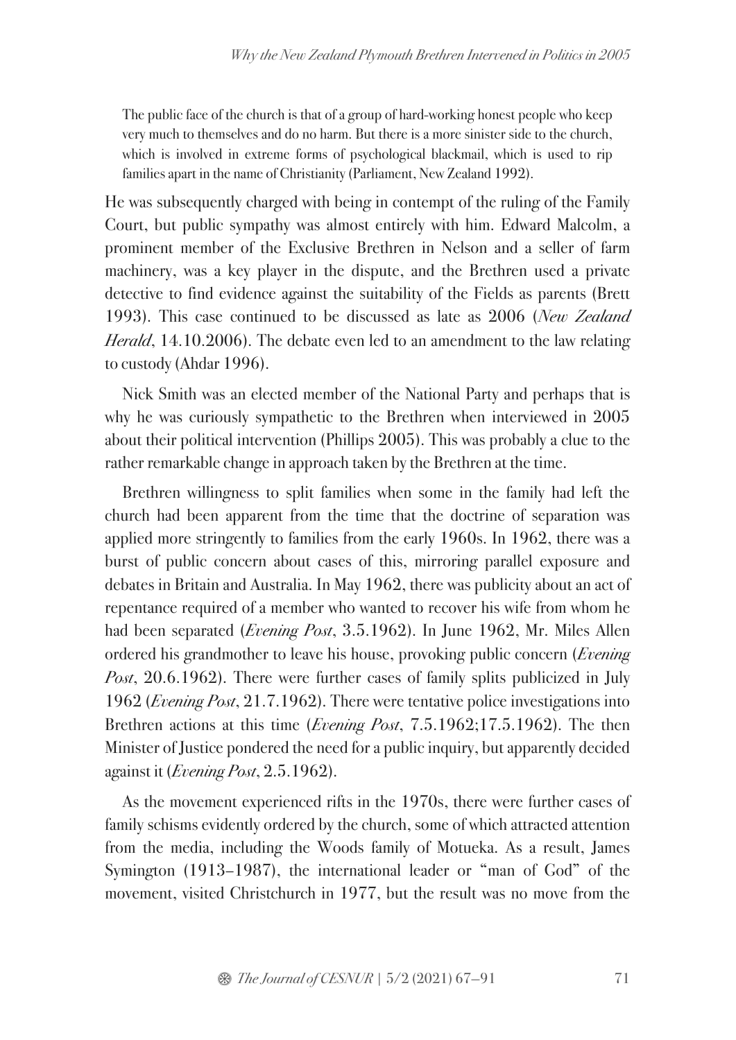> The public face of the church is that of a group of hard-working honest people who keep very much to themselves and do no harm. But there is a more sinister side to the church, which is involved in extreme forms of psychological blackmail, which is used to rip families apart in the name of Christianity (Parliament, New Zealand 1992).

He was subsequently charged with being in contempt of the ruling of the Family Court, but public sympathy was almost entirely with him. Edward Malcolm, a prominent member of the Exclusive Brethren in Nelson and a seller of farm machinery, was a key player in the dispute, and the Brethren used a private detective to find evidence against the suitability of the Fields as parents (Brett 1993). This case continued to be discussed as late as 2006 (*New Zealand Herald*, 14.10.2006). The debate even led to an amendment to the law relating to custody (Ahdar 1996).

Nick Smith was an elected member of the National Party and perhaps that is why he was curiously sympathetic to the Brethren when interviewed in 2005 about their political intervention (Phillips 2005). This was probably a clue to the rather remarkable change in approach taken by the Brethren at the time.

Brethren willingness to split families when some in the family had left the church had been apparent from the time that the doctrine of separation was applied more stringently to families from the early 1960s. In 1962, there was a burst of public concern about cases of this, mirroring parallel exposure and debates in Britain and Australia. In May 1962, there was publicity about an act of repentance required of a member who wanted to recover his wife from whom he had been separated (*Evening Post*, 3.5.1962). In June 1962, Mr. Miles Allen ordered his grandmother to leave his house, provoking public concern (*Evening Post*, 20.6.1962). There were further cases of family splits publicized in July 1962 (*Evening Post*, 21.7.1962). There were tentative police investigations into Brethren actions at this time (*Evening Post*, 7.5.1962;17.5.1962). The then Minister of Justice pondered the need for a public inquiry, but apparently decided against it (*Evening Post*, 2.5.1962).

As the movement experienced rifts in the 1970s, there were further cases of family schisms evidently ordered by the church, some of which attracted attention from the media, including the Woods family of Motueka. As a result, James Symington (1913–1987), the international leader or "man of God" of the movement, visited Christchurch in 1977, but the result was no move from the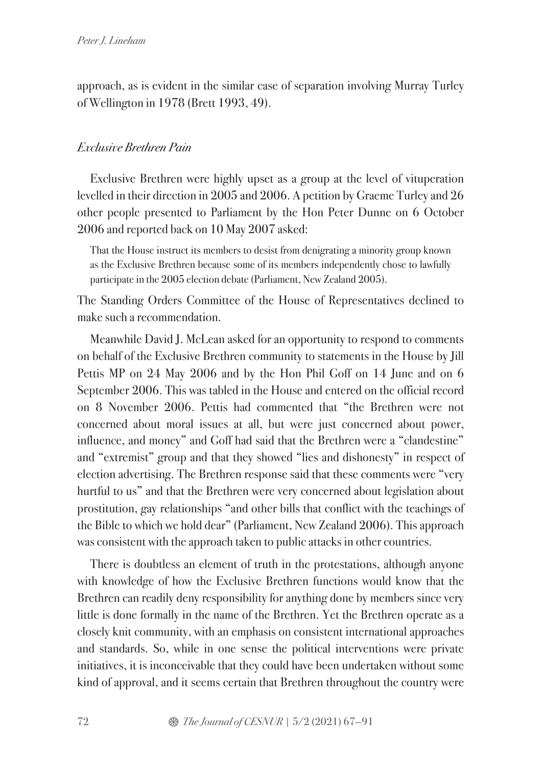approach, as is evident in the similar case of separation involving Murray Turley of Wellington in 1978 (Brett 1993, 49).

### *Exclusive Brethren Pain*

Exclusive Brethren were highly upset as a group at the level of vituperation levelled in their direction in 2005 and 2006. A petition by Graeme Turley and 26 other people presented to Parliament by the Hon Peter Dunne on 6 October 2006 and reported back on 10 May 2007 asked:

> That the House instruct its members to desist from denigrating a minority group known as the Exclusive Brethren because some of its members independently chose to lawfully participate in the 2005 election debate (Parliament, New Zealand 2005).

The Standing Orders Committee of the House of Representatives declined to make such a recommendation.

Meanwhile David J. McLean asked for an opportunity to respond to comments on behalf of the Exclusive Brethren community to statements in the House by Jill Pettis MP on 24 May 2006 and by the Hon Phil Goff on 14 June and on 6 September 2006. This was tabled in the House and entered on the official record on 8 November 2006. Pettis had commented that "the Brethren were not concerned about moral issues at all, but were just concerned about power, influence, and money" and Goff had said that the Brethren were a "clandestine" and "extremist" group and that they showed "lies and dishonesty" in respect of election advertising. The Brethren response said that these comments were "very hurtful to us" and that the Brethren were very concerned about legislation about prostitution, gay relationships "and other bills that conflict with the teachings of the Bible to which we hold dear" (Parliament, New Zealand 2006). This approach was consistent with the approach taken to public attacks in other countries.

There is doubtless an element of truth in the protestations, although anyone with knowledge of how the Exclusive Brethren functions would know that the Brethren can readily deny responsibility for anything done by members since very little is done formally in the name of the Brethren. Yet the Brethren operate as a closely knit community, with an emphasis on consistent international approaches and standards. So, while in one sense the political interventions were private initiatives, it is inconceivable that they could have been undertaken without some kind of approval, and it seems certain that Brethren throughout the country were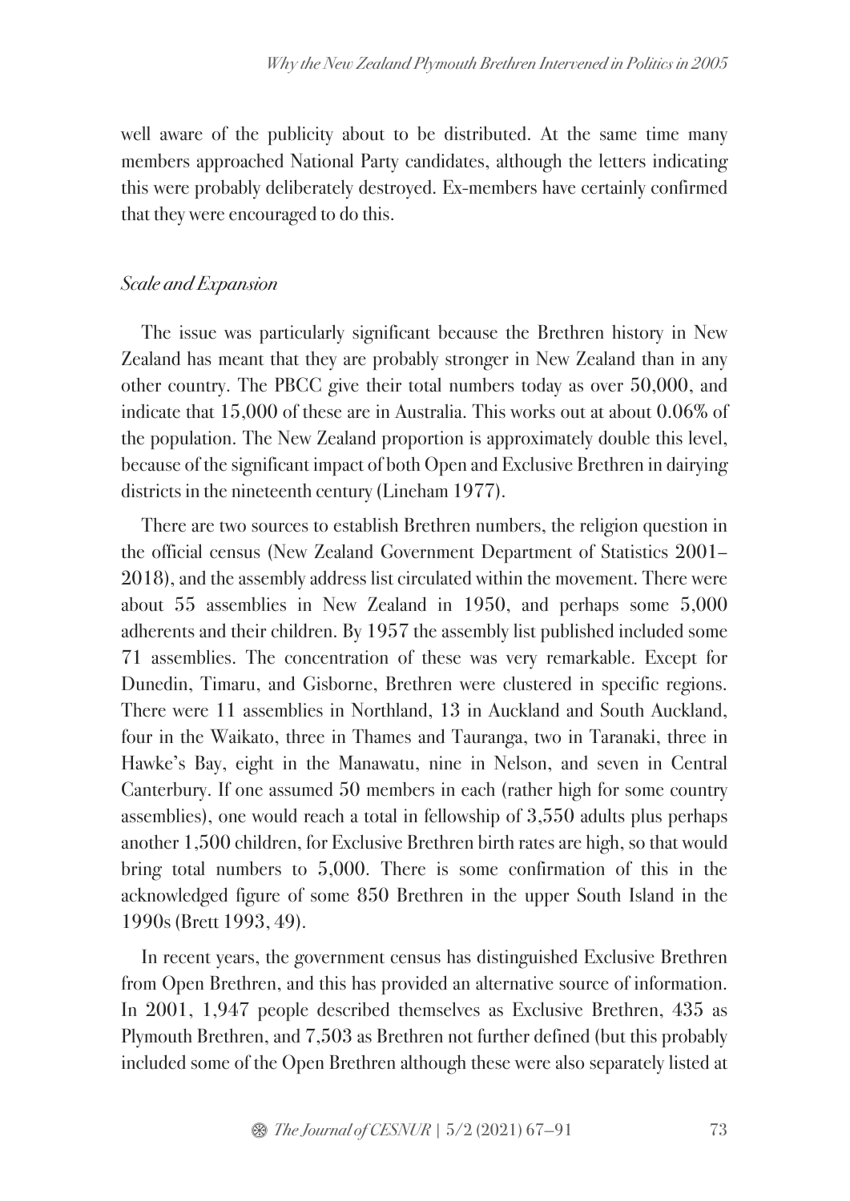well aware of the publicity about to be distributed. At the same time many members approached National Party candidates, although the letters indicating this were probably deliberately destroyed. Ex-members have certainly confirmed that they were encouraged to do this.

### *Scale and Expansion*

The issue was particularly significant because the Brethren history in New Zealand has meant that they are probably stronger in New Zealand than in any other country. The PBCC give their total numbers today as over 50,000, and indicate that 15,000 of these are in Australia. This works out at about 0.06% of the population. The New Zealand proportion is approximately double this level, because of the significant impact of both Open and Exclusive Brethren in dairying districts in the nineteenth century (Lineham 1977).

There are two sources to establish Brethren numbers, the religion question in the official census (New Zealand Government Department of Statistics 2001–2018), and the assembly address list circulated within the movement. There were about 55 assemblies in New Zealand in 1950, and perhaps some 5,000 adherents and their children. By 1957 the assembly list published included some 71 assemblies. The concentration of these was very remarkable. Except for Dunedin, Timaru, and Gisborne, Brethren were clustered in specific regions. There were 11 assemblies in Northland, 13 in Auckland and South Auckland, four in the Waikato, three in Thames and Tauranga, two in Taranaki, three in Hawke's Bay, eight in the Manawatu, nine in Nelson, and seven in Central Canterbury. If one assumed 50 members in each (rather high for some country assemblies), one would reach a total in fellowship of 3,550 adults plus perhaps another 1,500 children, for Exclusive Brethren birth rates are high, so that would bring total numbers to 5,000. There is some confirmation of this in the acknowledged figure of some 850 Brethren in the upper South Island in the 1990s (Brett 1993, 49).

In recent years, the government census has distinguished Exclusive Brethren from Open Brethren, and this has provided an alternative source of information. In 2001, 1,947 people described themselves as Exclusive Brethren, 435 as Plymouth Brethren, and 7,503 as Brethren not further defined (but this probably included some of the Open Brethren although these were also separately listed at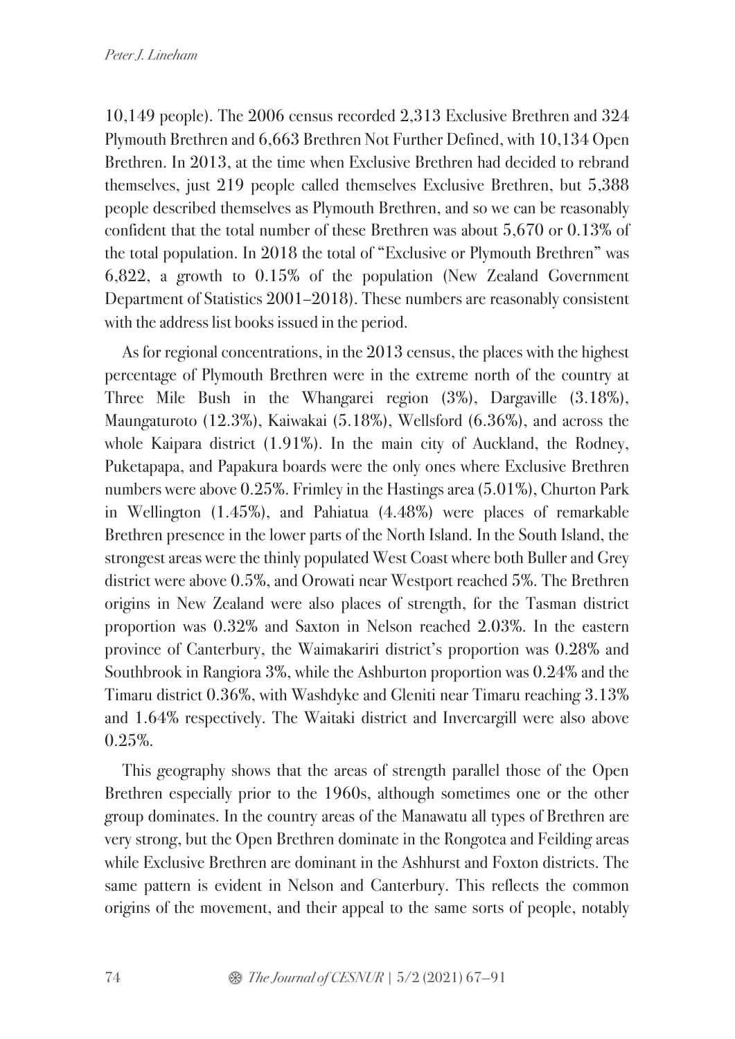10,149 people). The 2006 census recorded 2,313 Exclusive Brethren and 324 Plymouth Brethren and 6,663 Brethren Not Further Defined, with 10,134 Open Brethren. In 2013, at the time when Exclusive Brethren had decided to rebrand themselves, just 219 people called themselves Exclusive Brethren, but 5,388 people described themselves as Plymouth Brethren, and so we can be reasonably confident that the total number of these Brethren was about 5,670 or 0.13% of the total population. In 2018 the total of "Exclusive or Plymouth Brethren" was 6,822, a growth to 0.15% of the population (New Zealand Government Department of Statistics 2001–2018). These numbers are reasonably consistent with the address list books issued in the period.

As for regional concentrations, in the 2013 census, the places with the highest percentage of Plymouth Brethren were in the extreme north of the country at Three Mile Bush in the Whangarei region (3%), Dargaville (3.18%), Maungaturoto (12.3%), Kaiwakai (5.18%), Wellsford (6.36%), and across the whole Kaipara district (1.91%). In the main city of Auckland, the Rodney, Puketapapa, and Papakura boards were the only ones where Exclusive Brethren numbers were above 0.25%. Frimley in the Hastings area (5.01%), Churton Park in Wellington (1.45%), and Pahiatua (4.48%) were places of remarkable Brethren presence in the lower parts of the North Island. In the South Island, the strongest areas were the thinly populated West Coast where both Buller and Grey district were above 0.5%, and Orowati near Westport reached 5%. The Brethren origins in New Zealand were also places of strength, for the Tasman district proportion was 0.32% and Saxton in Nelson reached 2.03%. In the eastern province of Canterbury, the Waimakariri district's proportion was 0.28% and Southbrook in Rangiora 3%, while the Ashburton proportion was 0.24% and the Timaru district 0.36%, with Washdyke and Gleniti near Timaru reaching 3.13% and 1.64% respectively. The Waitaki district and Invercargill were also above 0.25%.

This geography shows that the areas of strength parallel those of the Open Brethren especially prior to the 1960s, although sometimes one or the other group dominates. In the country areas of the Manawatu all types of Brethren are very strong, but the Open Brethren dominate in the Rongotea and Feilding areas while Exclusive Brethren are dominant in the Ashhurst and Foxton districts. The same pattern is evident in Nelson and Canterbury. This reflects the common origins of the movement, and their appeal to the same sorts of people, notably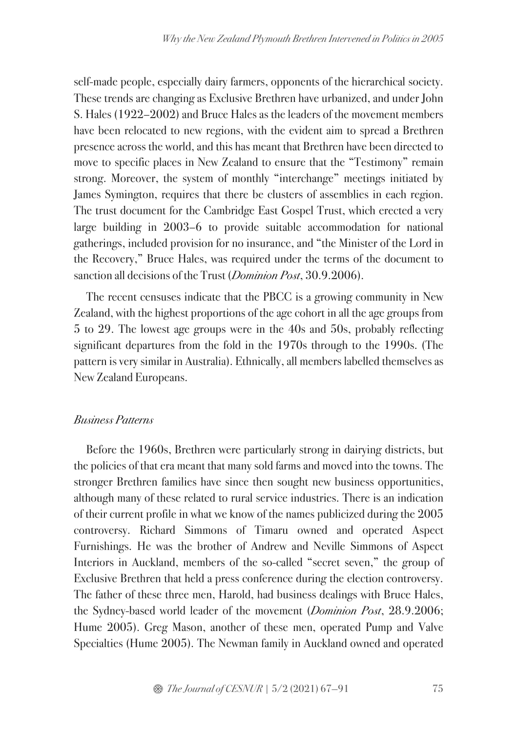self-made people, especially dairy farmers, opponents of the hierarchical society. These trends are changing as Exclusive Brethren have urbanized, and under John S. Hales (1922–2002) and Bruce Hales as the leaders of the movement members have been relocated to new regions, with the evident aim to spread a Brethren presence across the world, and this has meant that Brethren have been directed to move to specific places in New Zealand to ensure that the "Testimony" remain strong. Moreover, the system of monthly "interchange" meetings initiated by James Symington, requires that there be clusters of assemblies in each region. The trust document for the Cambridge East Gospel Trust, which erected a very large building in 2003–6 to provide suitable accommodation for national gatherings, included provision for no insurance, and "the Minister of the Lord in the Recovery," Bruce Hales, was required under the terms of the document to sanction all decisions of the Trust (*Dominion Post*, 30.9.2006).

The recent censuses indicate that the PBCC is a growing community in New Zealand, with the highest proportions of the age cohort in all the age groups from 5 to 29. The lowest age groups were in the 40s and 50s, probably reflecting significant departures from the fold in the 1970s through to the 1990s. (The pattern is very similar in Australia). Ethnically, all members labelled themselves as New Zealand Europeans.

### *Business Patterns*

Before the 1960s, Brethren were particularly strong in dairying districts, but the policies of that era meant that many sold farms and moved into the towns. The stronger Brethren families have since then sought new business opportunities, although many of these related to rural service industries. There is an indication of their current profile in what we know of the names publicized during the 2005 controversy. Richard Simmons of Timaru owned and operated Aspect Furnishings. He was the brother of Andrew and Neville Simmons of Aspect Interiors in Auckland, members of the so-called "secret seven," the group of Exclusive Brethren that held a press conference during the election controversy. The father of these three men, Harold, had business dealings with Bruce Hales, the Sydney-based world leader of the movement (*Dominion Post*, 28.9.2006; Hume 2005). Greg Mason, another of these men, operated Pump and Valve Specialties (Hume 2005). The Newman family in Auckland owned and operated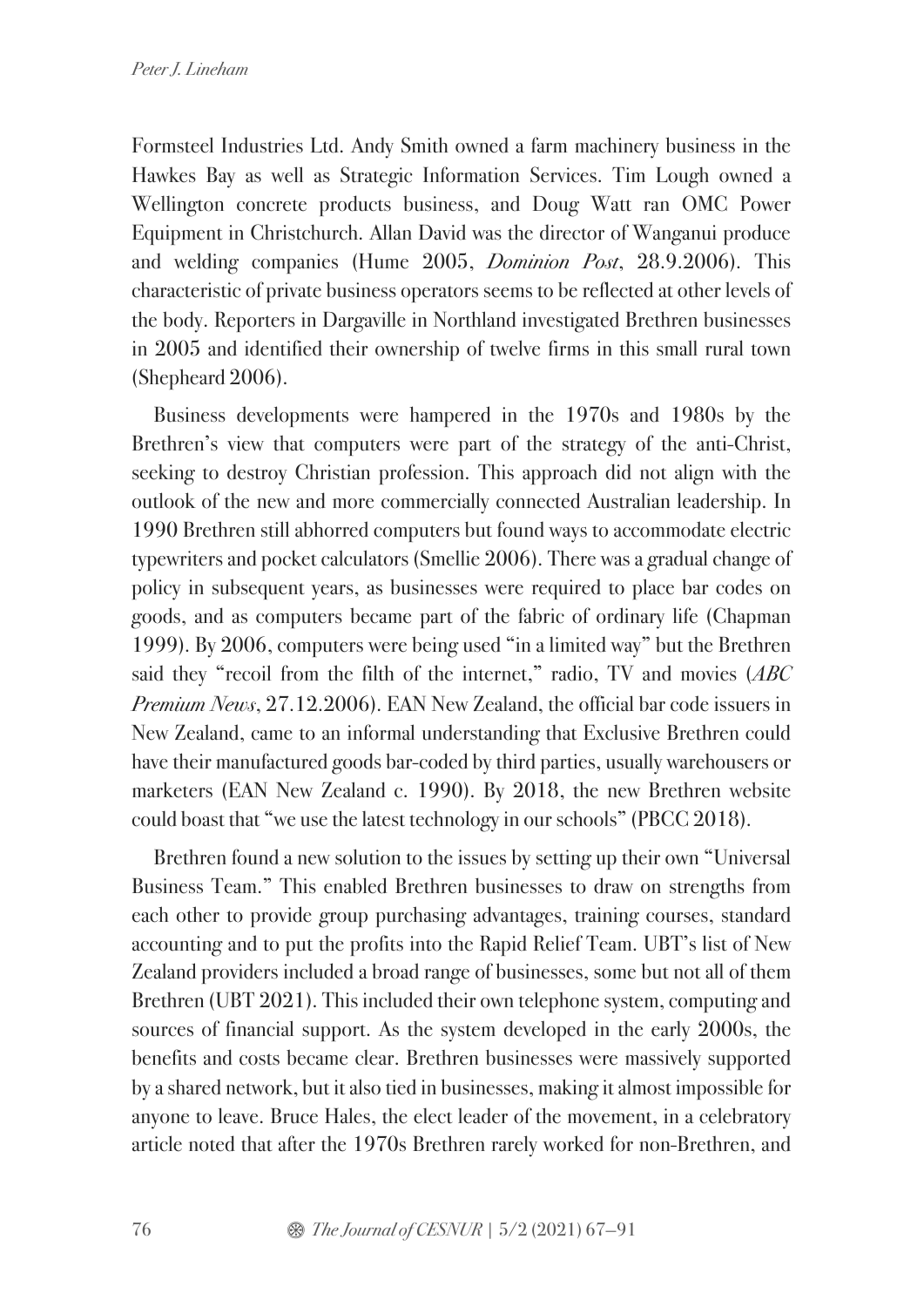Formsteel Industries Ltd. Andy Smith owned a farm machinery business in the Hawkes Bay as well as Strategic Information Services. Tim Lough owned a Wellington concrete products business, and Doug Watt ran OMC Power Equipment in Christchurch. Allan David was the director of Wanganui produce and welding companies (Hume 2005, *Dominion Post*, 28.9.2006). This characteristic of private business operators seems to be reflected at other levels of the body. Reporters in Dargaville in Northland investigated Brethren businesses in 2005 and identified their ownership of twelve firms in this small rural town (Shepheard 2006).

Business developments were hampered in the 1970s and 1980s by the Brethren's view that computers were part of the strategy of the anti-Christ, seeking to destroy Christian profession. This approach did not align with the outlook of the new and more commercially connected Australian leadership. In 1990 Brethren still abhorred computers but found ways to accommodate electric typewriters and pocket calculators (Smellie 2006). There was a gradual change of policy in subsequent years, as businesses were required to place bar codes on goods, and as computers became part of the fabric of ordinary life (Chapman 1999). By 2006, computers were being used "in a limited way" but the Brethren said they "recoil from the filth of the internet," radio, TV and movies (*ABC Premium News*, 27.12.2006). EAN New Zealand, the official bar code issuers in New Zealand, came to an informal understanding that Exclusive Brethren could have their manufactured goods bar-coded by third parties, usually warehousers or marketers (EAN New Zealand c. 1990). By 2018, the new Brethren website could boast that "we use the latest technology in our schools" (PBCC 2018).

Brethren found a new solution to the issues by setting up their own "Universal Business Team." This enabled Brethren businesses to draw on strengths from each other to provide group purchasing advantages, training courses, standard accounting and to put the profits into the Rapid Relief Team. UBT's list of New Zealand providers included a broad range of businesses, some but not all of them Brethren (UBT 2021). This included their own telephone system, computing and sources of financial support. As the system developed in the early 2000s, the benefits and costs became clear. Brethren businesses were massively supported by a shared network, but it also tied in businesses, making it almost impossible for anyone to leave. Bruce Hales, the elect leader of the movement, in a celebratory article noted that after the 1970s Brethren rarely worked for non-Brethren, and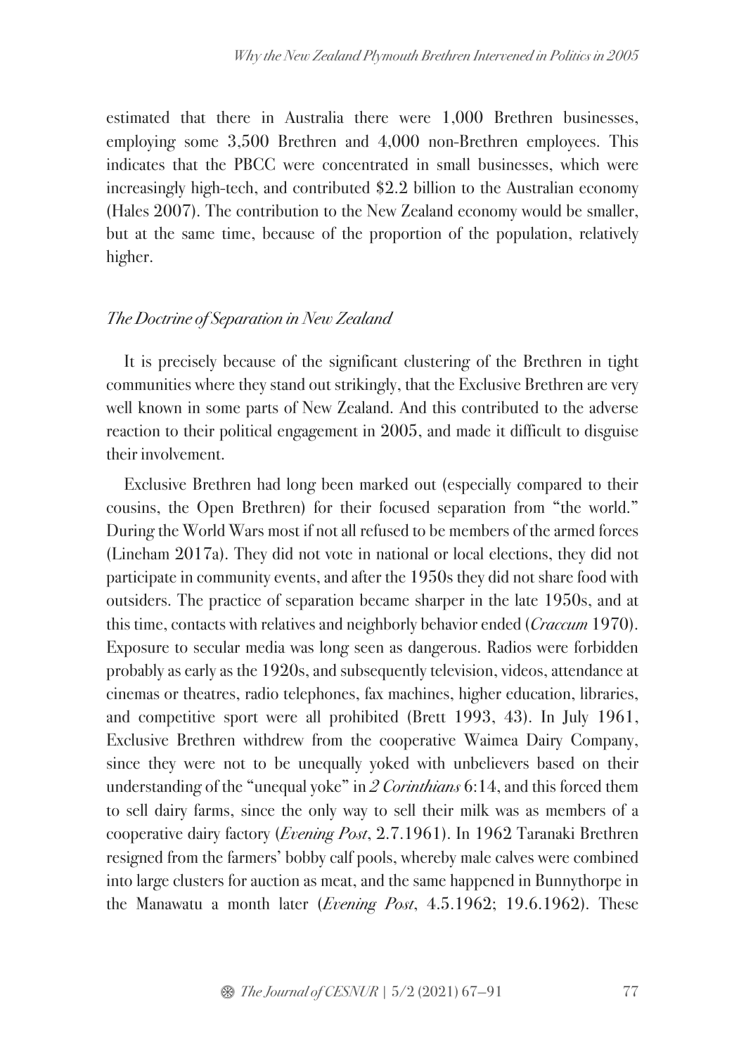estimated that there in Australia there were 1,000 Brethren businesses, employing some 3,500 Brethren and 4,000 non-Brethren employees. This indicates that the PBCC were concentrated in small businesses, which were increasingly high-tech, and contributed $2.2 billion to the Australian economy (Hales 2007). The contribution to the New Zealand economy would be smaller, but at the same time, because of the proportion of the population, relatively higher.

### *The Doctrine of Separation in New Zealand*

It is precisely because of the significant clustering of the Brethren in tight communities where they stand out strikingly, that the Exclusive Brethren are very well known in some parts of New Zealand. And this contributed to the adverse reaction to their political engagement in 2005, and made it difficult to disguise their involvement.

Exclusive Brethren had long been marked out (especially compared to their cousins, the Open Brethren) for their focused separation from "the world." During the World Wars most if not all refused to be members of the armed forces (Lineham 2017a). They did not vote in national or local elections, they did not participate in community events, and after the 1950s they did not share food with outsiders. The practice of separation became sharper in the late 1950s, and at this time, contacts with relatives and neighborly behavior ended (*Craccum* 1970). Exposure to secular media was long seen as dangerous. Radios were forbidden probably as early as the 1920s, and subsequently television, videos, attendance at cinemas or theatres, radio telephones, fax machines, higher education, libraries, and competitive sport were all prohibited (Brett 1993, 43). In July 1961, Exclusive Brethren withdrew from the cooperative Waimea Dairy Company, since they were not to be unequally yoked with unbelievers based on their understanding of the "unequal yoke" in *2 Corinthians* 6:14, and this forced them to sell dairy farms, since the only way to sell their milk was as members of a cooperative dairy factory (*Evening Post*, 2.7.1961). In 1962 Taranaki Brethren resigned from the farmers' bobby calf pools, whereby male calves were combined into large clusters for auction as meat, and the same happened in Bunnythorpe in the Manawatu a month later (*Evening Post*, 4.5.1962; 19.6.1962). These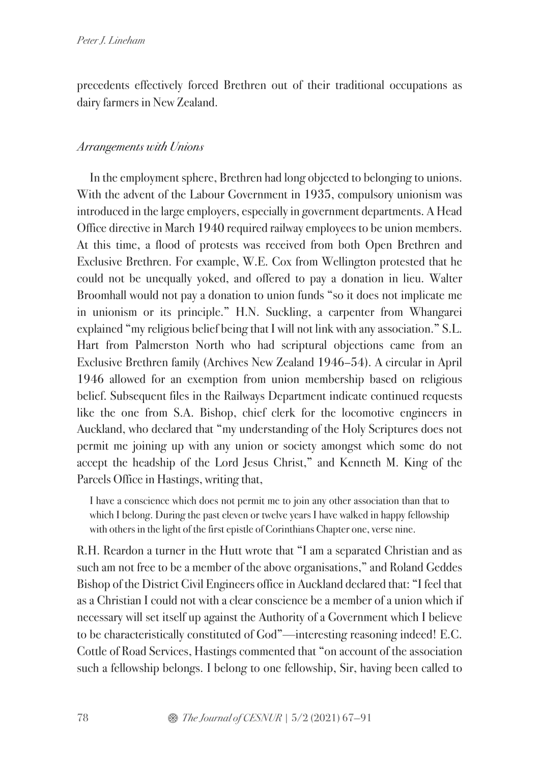precedents effectively forced Brethren out of their traditional occupations as dairy farmers in New Zealand.

### *Arrangements with Unions*

In the employment sphere, Brethren had long objected to belonging to unions. With the advent of the Labour Government in 1935, compulsory unionism was introduced in the large employers, especially in government departments. A Head Office directive in March 1940 required railway employees to be union members. At this time, a flood of protests was received from both Open Brethren and Exclusive Brethren. For example, W.E. Cox from Wellington protested that he could not be unequally yoked, and offered to pay a donation in lieu. Walter Broomhall would not pay a donation to union funds "so it does not implicate me in unionism or its principle." H.N. Suckling, a carpenter from Whangarei explained "my religious belief being that I will not link with any association." S.L. Hart from Palmerston North who had scriptural objections came from an Exclusive Brethren family (Archives New Zealand 1946–54). A circular in April 1946 allowed for an exemption from union membership based on religious belief. Subsequent files in the Railways Department indicate continued requests like the one from S.A. Bishop, chief clerk for the locomotive engineers in Auckland, who declared that "my understanding of the Holy Scriptures does not permit me joining up with any union or society amongst which some do not accept the headship of the Lord Jesus Christ," and Kenneth M. King of the Parcels Office in Hastings, writing that,

> I have a conscience which does not permit me to join any other association than that to which I belong. During the past eleven or twelve years I have walked in happy fellowship with others in the light of the first epistle of Corinthians Chapter one, verse nine.

R.H. Reardon a turner in the Hutt wrote that "I am a separated Christian and as such am not free to be a member of the above organisations," and Roland Geddes Bishop of the District Civil Engineers office in Auckland declared that: "I feel that as a Christian I could not with a clear conscience be a member of a union which if necessary will set itself up against the Authority of a Government which I believe to be characteristically constituted of God"—interesting reasoning indeed! E.C. Cottle of Road Services, Hastings commented that "on account of the association such a fellowship belongs. I belong to one fellowship, Sir, having been called to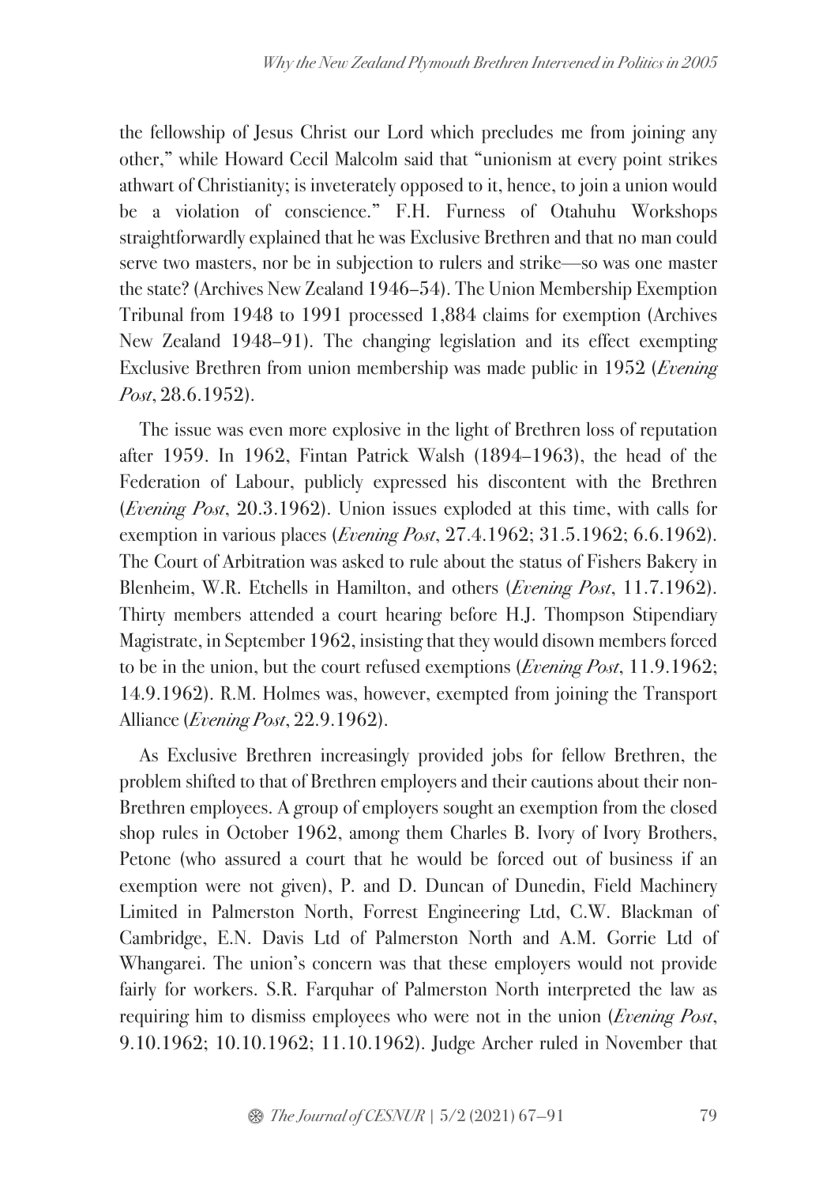the fellowship of Jesus Christ our Lord which precludes me from joining any other," while Howard Cecil Malcolm said that "unionism at every point strikes athwart of Christianity; is inveterately opposed to it, hence, to join a union would be a violation of conscience." F.H. Furness of Otahuhu Workshops straightforwardly explained that he was Exclusive Brethren and that no man could serve two masters, nor be in subjection to rulers and strike—so was one master the state? (Archives New Zealand 1946–54). The Union Membership Exemption Tribunal from 1948 to 1991 processed 1,884 claims for exemption (Archives New Zealand 1948–91). The changing legislation and its effect exempting Exclusive Brethren from union membership was made public in 1952 (*Evening Post*, 28.6.1952).

The issue was even more explosive in the light of Brethren loss of reputation after 1959. In 1962, Fintan Patrick Walsh (1894–1963), the head of the Federation of Labour, publicly expressed his discontent with the Brethren (*Evening Post*, 20.3.1962). Union issues exploded at this time, with calls for exemption in various places (*Evening Post*, 27.4.1962; 31.5.1962; 6.6.1962). The Court of Arbitration was asked to rule about the status of Fishers Bakery in Blenheim, W.R. Etchells in Hamilton, and others (*Evening Post*, 11.7.1962). Thirty members attended a court hearing before H.J. Thompson Stipendiary Magistrate, in September 1962, insisting that they would disown members forced to be in the union, but the court refused exemptions (*Evening Post*, 11.9.1962; 14.9.1962). R.M. Holmes was, however, exempted from joining the Transport Alliance (*Evening Post*, 22.9.1962).

As Exclusive Brethren increasingly provided jobs for fellow Brethren, the problem shifted to that of Brethren employers and their cautions about their non-Brethren employees. A group of employers sought an exemption from the closed shop rules in October 1962, among them Charles B. Ivory of Ivory Brothers, Petone (who assured a court that he would be forced out of business if an exemption were not given), P. and D. Duncan of Dunedin, Field Machinery Limited in Palmerston North, Forrest Engineering Ltd, C.W. Blackman of Cambridge, E.N. Davis Ltd of Palmerston North and A.M. Gorrie Ltd of Whangarei. The union's concern was that these employers would not provide fairly for workers. S.R. Farquhar of Palmerston North interpreted the law as requiring him to dismiss employees who were not in the union (*Evening Post*, 9.10.1962; 10.10.1962; 11.10.1962). Judge Archer ruled in November that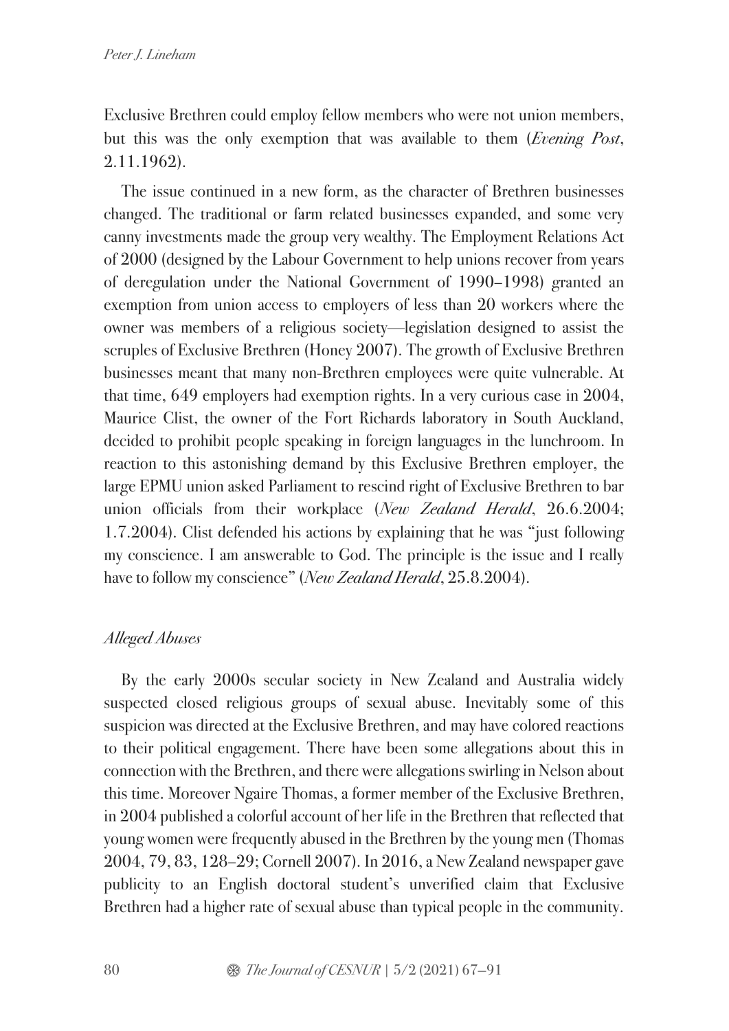Exclusive Brethren could employ fellow members who were not union members, but this was the only exemption that was available to them (*Evening Post*, 2.11.1962).

The issue continued in a new form, as the character of Brethren businesses changed. The traditional or farm related businesses expanded, and some very canny investments made the group very wealthy. The Employment Relations Act of 2000 (designed by the Labour Government to help unions recover from years of deregulation under the National Government of 1990–1998) granted an exemption from union access to employers of less than 20 workers where the owner was members of a religious society—legislation designed to assist the scruples of Exclusive Brethren (Honey 2007). The growth of Exclusive Brethren businesses meant that many non-Brethren employees were quite vulnerable. At that time, 649 employers had exemption rights. In a very curious case in 2004, Maurice Clist, the owner of the Fort Richards laboratory in South Auckland, decided to prohibit people speaking in foreign languages in the lunchroom. In reaction to this astonishing demand by this Exclusive Brethren employer, the large EPMU union asked Parliament to rescind right of Exclusive Brethren to bar union officials from their workplace (*New Zealand Herald*, 26.6.2004; 1.7.2004). Clist defended his actions by explaining that he was "just following my conscience. I am answerable to God. The principle is the issue and I really have to follow my conscience" (*New Zealand Herald*, 25.8.2004).

### *Alleged Abuses*

By the early 2000s secular society in New Zealand and Australia widely suspected closed religious groups of sexual abuse. Inevitably some of this suspicion was directed at the Exclusive Brethren, and may have colored reactions to their political engagement. There have been some allegations about this in connection with the Brethren, and there were allegations swirling in Nelson about this time. Moreover Ngaire Thomas, a former member of the Exclusive Brethren, in 2004 published a colorful account of her life in the Brethren that reflected that young women were frequently abused in the Brethren by the young men (Thomas 2004, 79, 83, 128–29; Cornell 2007). In 2016, a New Zealand newspaper gave publicity to an English doctoral student's unverified claim that Exclusive Brethren had a higher rate of sexual abuse than typical people in the community.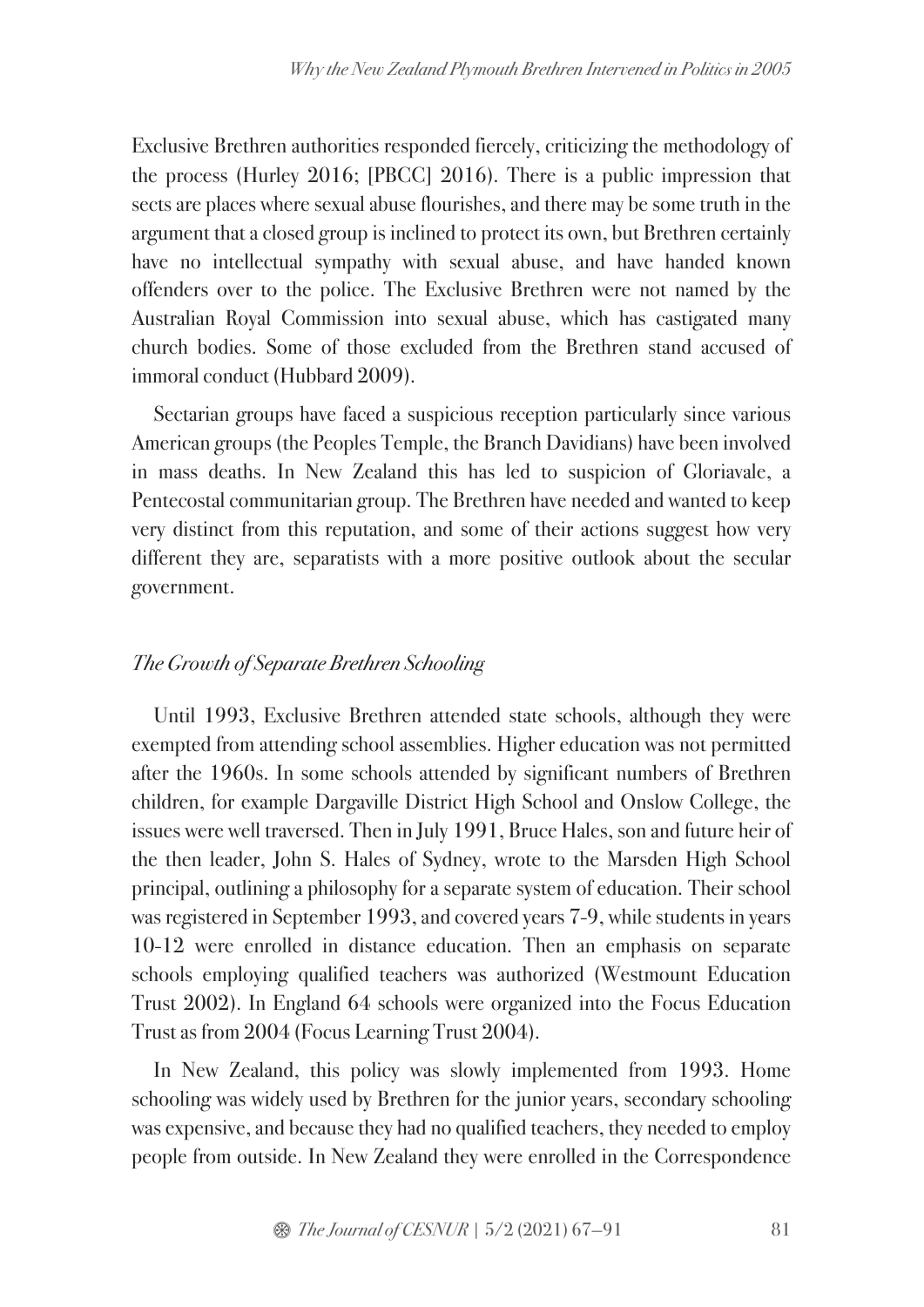Exclusive Brethren authorities responded fiercely, criticizing the methodology of the process (Hurley 2016; [PBCC] 2016). There is a public impression that sects are places where sexual abuse flourishes, and there may be some truth in the argument that a closed group is inclined to protect its own, but Brethren certainly have no intellectual sympathy with sexual abuse, and have handed known offenders over to the police. The Exclusive Brethren were not named by the Australian Royal Commission into sexual abuse, which has castigated many church bodies. Some of those excluded from the Brethren stand accused of immoral conduct (Hubbard 2009).

Sectarian groups have faced a suspicious reception particularly since various American groups (the Peoples Temple, the Branch Davidians) have been involved in mass deaths. In New Zealand this has led to suspicion of Gloriavale, a Pentecostal communitarian group. The Brethren have needed and wanted to keep very distinct from this reputation, and some of their actions suggest how very different they are, separatists with a more positive outlook about the secular government.

## *The Growth of Separate Brethren Schooling*

Until 1993, Exclusive Brethren attended state schools, although they were exempted from attending school assemblies. Higher education was not permitted after the 1960s. In some schools attended by significant numbers of Brethren children, for example Dargaville District High School and Onslow College, the issues were well traversed. Then in July 1991, Bruce Hales, son and future heir of the then leader, John S. Hales of Sydney, wrote to the Marsden High School principal, outlining a philosophy for a separate system of education. Their school was registered in September 1993, and covered years 7-9, while students in years 10-12 were enrolled in distance education. Then an emphasis on separate schools employing qualified teachers was authorized (Westmount Education Trust 2002). In England 64 schools were organized into the Focus Education Trust as from 2004 (Focus Learning Trust 2004).

In New Zealand, this policy was slowly implemented from 1993. Home schooling was widely used by Brethren for the junior years, secondary schooling was expensive, and because they had no qualified teachers, they needed to employ people from outside. In New Zealand they were enrolled in the Correspondence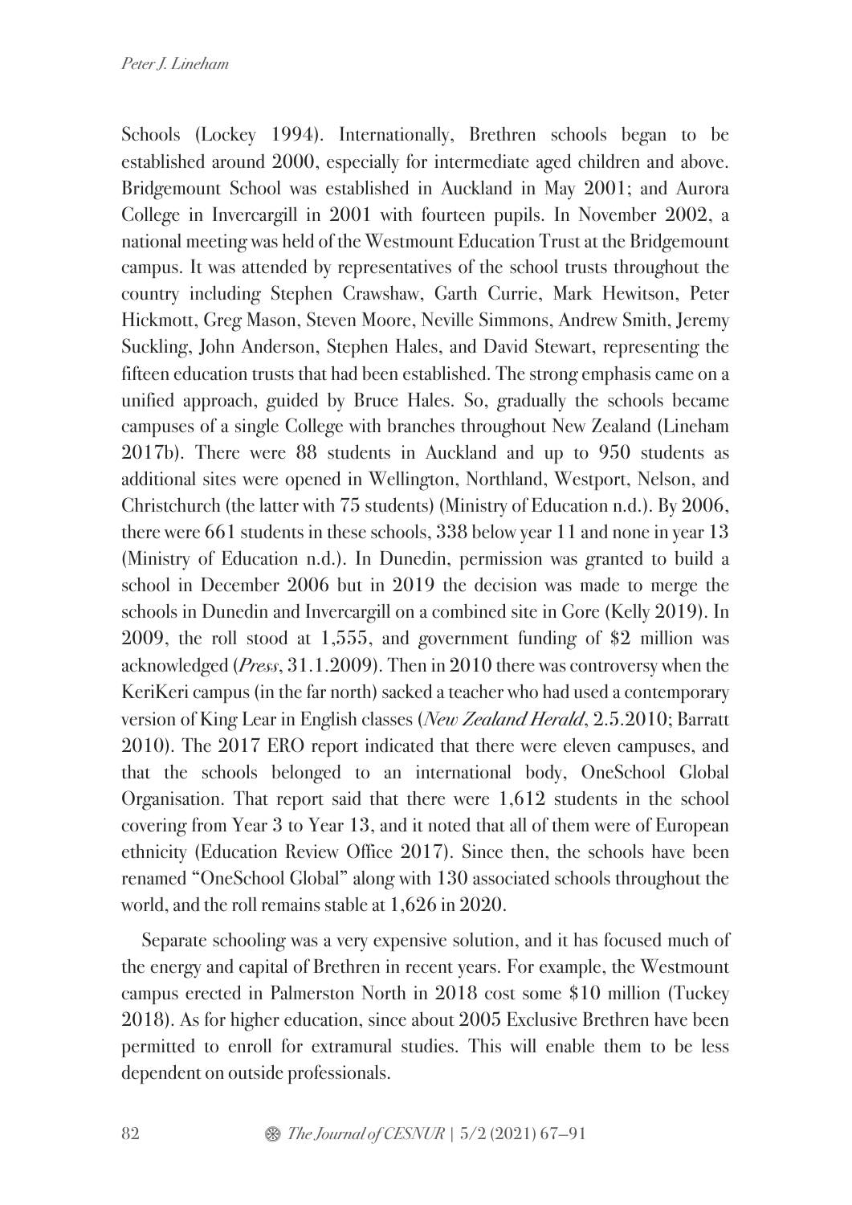Schools (Lockey 1994). Internationally, Brethren schools began to be established around 2000, especially for intermediate aged children and above. Bridgemount School was established in Auckland in May 2001; and Aurora College in Invercargill in 2001 with fourteen pupils. In November 2002, a national meeting was held of the Westmount Education Trust at the Bridgemount campus. It was attended by representatives of the school trusts throughout the country including Stephen Crawshaw, Garth Currie, Mark Hewitson, Peter Hickmott, Greg Mason, Steven Moore, Neville Simmons, Andrew Smith, Jeremy Suckling, John Anderson, Stephen Hales, and David Stewart, representing the fifteen education trusts that had been established. The strong emphasis came on a unified approach, guided by Bruce Hales. So, gradually the schools became campuses of a single College with branches throughout New Zealand (Lineham 2017b). There were 88 students in Auckland and up to 950 students as additional sites were opened in Wellington, Northland, Westport, Nelson, and Christchurch (the latter with 75 students) (Ministry of Education n.d.). By 2006, there were 661 students in these schools, 338 below year 11 and none in year 13 (Ministry of Education n.d.). In Dunedin, permission was granted to build a school in December 2006 but in 2019 the decision was made to merge the schools in Dunedin and Invercargill on a combined site in Gore (Kelly 2019). In 2009, the roll stood at 1,555, and government funding of $2 million was acknowledged (*Press*, 31.1.2009). Then in 2010 there was controversy when the KeriKeri campus (in the far north) sacked a teacher who had used a contemporary version of King Lear in English classes (*New Zealand Herald*, 2.5.2010; Barratt 2010). The 2017 ERO report indicated that there were eleven campuses, and that the schools belonged to an international body, OneSchool Global Organisation. That report said that there were 1,612 students in the school covering from Year 3 to Year 13, and it noted that all of them were of European ethnicity (Education Review Office 2017). Since then, the schools have been renamed "OneSchool Global" along with 130 associated schools throughout the world, and the roll remains stable at 1,626 in 2020.

Separate schooling was a very expensive solution, and it has focused much of the energy and capital of Brethren in recent years. For example, the Westmount campus erected in Palmerston North in 2018 cost some $10 million (Tuckey 2018). As for higher education, since about 2005 Exclusive Brethren have been permitted to enroll for extramural studies. This will enable them to be less dependent on outside professionals.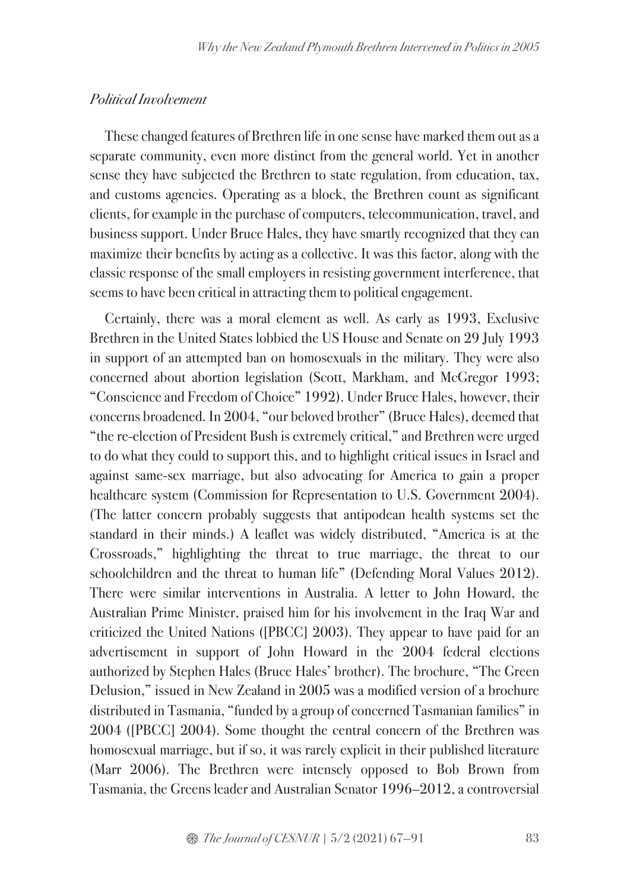*Political Involvement*

These changed features of Brethren life in one sense have marked them out as a separate community, even more distinct from the general world. Yet in another sense they have subjected the Brethren to state regulation, from education, tax, and customs agencies. Operating as a block, the Brethren count as significant clients, for example in the purchase of computers, telecommunication, travel, and business support. Under Bruce Hales, they have smartly recognized that they can maximize their benefits by acting as a collective. It was this factor, along with the classic response of the small employers in resisting government interference, that seems to have been critical in attracting them to political engagement.

Certainly, there was a moral element as well. As early as 1993, Exclusive Brethren in the United States lobbied the US House and Senate on 29 July 1993 in support of an attempted ban on homosexuals in the military. They were also concerned about abortion legislation (Scott, Markham, and McGregor 1993; "Conscience and Freedom of Choice" 1992). Under Bruce Hales, however, their concerns broadened. In 2004, "our beloved brother" (Bruce Hales), deemed that "the re-election of President Bush is extremely critical," and Brethren were urged to do what they could to support this, and to highlight critical issues in Israel and against same-sex marriage, but also advocating for America to gain a proper healthcare system (Commission for Representation to U.S. Government 2004). (The latter concern probably suggests that antipodean health systems set the standard in their minds.) A leaflet was widely distributed, "America is at the Crossroads," highlighting the threat to true marriage, the threat to our schoolchildren and the threat to human life" (Defending Moral Values 2012). There were similar interventions in Australia. A letter to John Howard, the Australian Prime Minister, praised him for his involvement in the Iraq War and criticized the United Nations ([PBCC] 2003). They appear to have paid for an advertisement in support of John Howard in the 2004 federal elections authorized by Stephen Hales (Bruce Hales' brother). The brochure, "The Green Delusion," issued in New Zealand in 2005 was a modified version of a brochure distributed in Tasmania, "funded by a group of concerned Tasmanian families" in 2004 ([PBCC] 2004). Some thought the central concern of the Brethren was homosexual marriage, but if so, it was rarely explicit in their published literature (Marr 2006). The Brethren were intensely opposed to Bob Brown from Tasmania, the Greens leader and Australian Senator 1996–2012, a controversial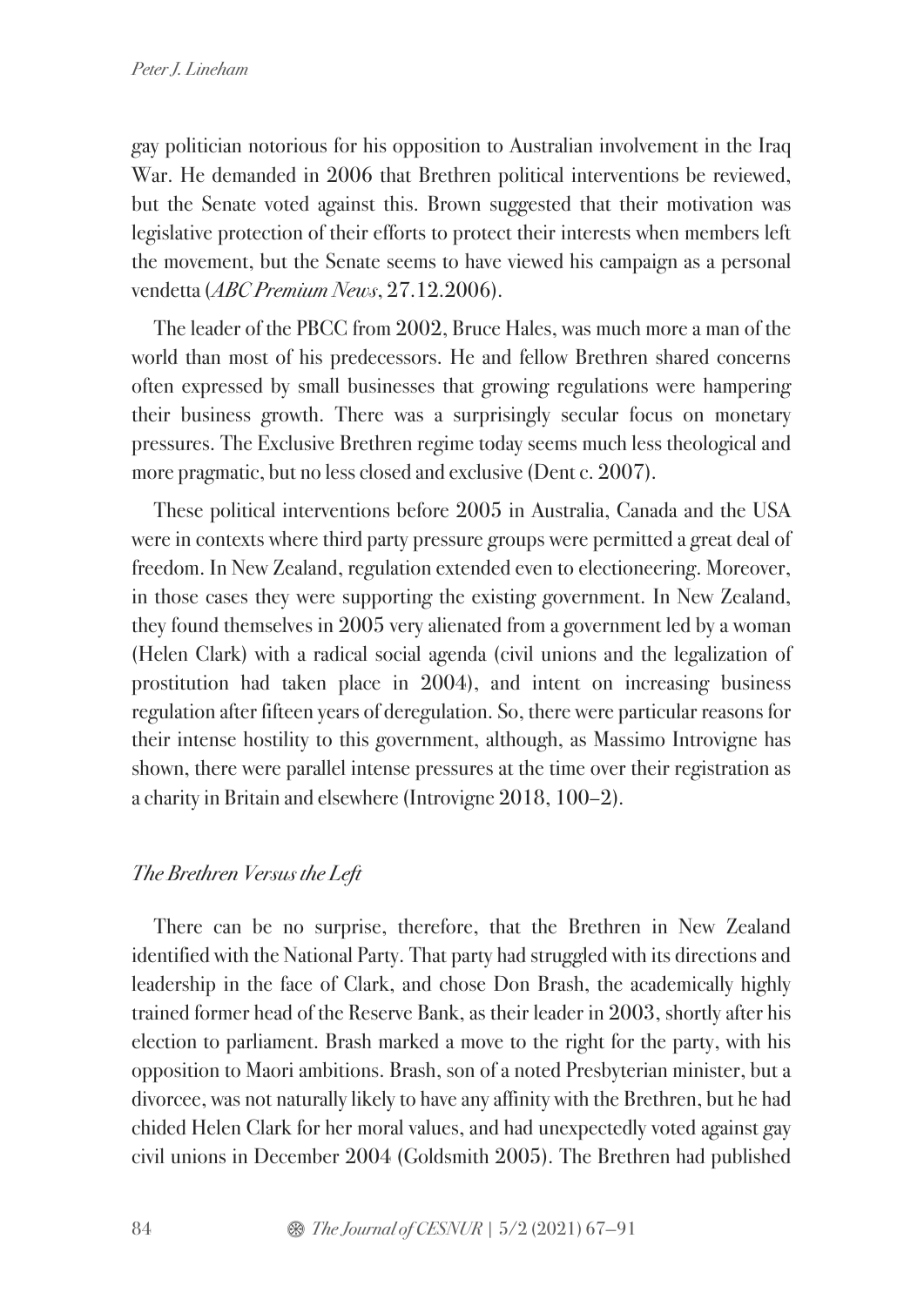gay politician notorious for his opposition to Australian involvement in the Iraq War. He demanded in 2006 that Brethren political interventions be reviewed, but the Senate voted against this. Brown suggested that their motivation was legislative protection of their efforts to protect their interests when members left the movement, but the Senate seems to have viewed his campaign as a personal vendetta (*ABC Premium News*, 27.12.2006).

The leader of the PBCC from 2002, Bruce Hales, was much more a man of the world than most of his predecessors. He and fellow Brethren shared concerns often expressed by small businesses that growing regulations were hampering their business growth. There was a surprisingly secular focus on monetary pressures. The Exclusive Brethren regime today seems much less theological and more pragmatic, but no less closed and exclusive (Dent c. 2007).

These political interventions before 2005 in Australia, Canada and the USA were in contexts where third party pressure groups were permitted a great deal of freedom. In New Zealand, regulation extended even to electioneering. Moreover, in those cases they were supporting the existing government. In New Zealand, they found themselves in 2005 very alienated from a government led by a woman (Helen Clark) with a radical social agenda (civil unions and the legalization of prostitution had taken place in 2004), and intent on increasing business regulation after fifteen years of deregulation. So, there were particular reasons for their intense hostility to this government, although, as Massimo Introvigne has shown, there were parallel intense pressures at the time over their registration as a charity in Britain and elsewhere (Introvigne 2018, 100–2).

### *The Brethren Versus the Left*

There can be no surprise, therefore, that the Brethren in New Zealand identified with the National Party. That party had struggled with its directions and leadership in the face of Clark, and chose Don Brash, the academically highly trained former head of the Reserve Bank, as their leader in 2003, shortly after his election to parliament. Brash marked a move to the right for the party, with his opposition to Maori ambitions. Brash, son of a noted Presbyterian minister, but a divorcee, was not naturally likely to have any affinity with the Brethren, but he had chided Helen Clark for her moral values, and had unexpectedly voted against gay civil unions in December 2004 (Goldsmith 2005). The Brethren had published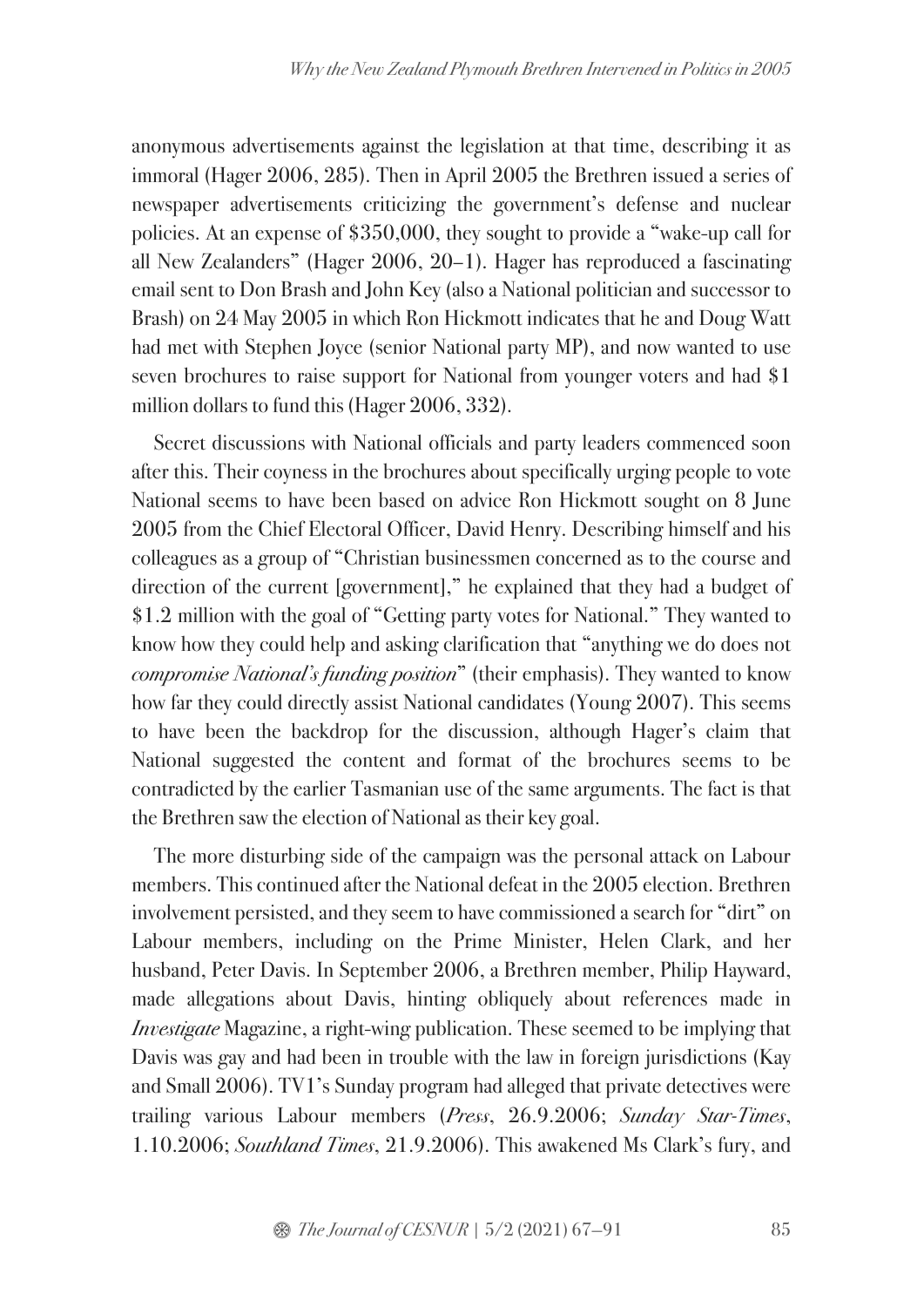anonymous advertisements against the legislation at that time, describing it as immoral (Hager 2006, 285). Then in April 2005 the Brethren issued a series of newspaper advertisements criticizing the government's defense and nuclear policies. At an expense of $350,000, they sought to provide a "wake-up call for all New Zealanders" (Hager 2006, 20–1). Hager has reproduced a fascinating email sent to Don Brash and John Key (also a National politician and successor to Brash) on 24 May 2005 in which Ron Hickmott indicates that he and Doug Watt had met with Stephen Joyce (senior National party MP), and now wanted to use seven brochures to raise support for National from younger voters and had $1 million dollars to fund this (Hager 2006, 332).

Secret discussions with National officials and party leaders commenced soon after this. Their coyness in the brochures about specifically urging people to vote National seems to have been based on advice Ron Hickmott sought on 8 June 2005 from the Chief Electoral Officer, David Henry. Describing himself and his colleagues as a group of "Christian businessmen concerned as to the course and direction of the current [government]," he explained that they had a budget of $1.2 million with the goal of "Getting party votes for National." They wanted to know how they could help and asking clarification that "anything we do does not *compromise National's funding position*" (their emphasis). They wanted to know how far they could directly assist National candidates (Young 2007). This seems to have been the backdrop for the discussion, although Hager's claim that National suggested the content and format of the brochures seems to be contradicted by the earlier Tasmanian use of the same arguments. The fact is that the Brethren saw the election of National as their key goal.

The more disturbing side of the campaign was the personal attack on Labour members. This continued after the National defeat in the 2005 election. Brethren involvement persisted, and they seem to have commissioned a search for "dirt" on Labour members, including on the Prime Minister, Helen Clark, and her husband, Peter Davis. In September 2006, a Brethren member, Philip Hayward, made allegations about Davis, hinting obliquely about references made in *Investigate* Magazine, a right-wing publication. These seemed to be implying that Davis was gay and had been in trouble with the law in foreign jurisdictions (Kay and Small 2006). TV1's Sunday program had alleged that private detectives were trailing various Labour members (*Press*, 26.9.2006; *Sunday Star-Times*, 1.10.2006; *Southland Times*, 21.9.2006). This awakened Ms Clark's fury, and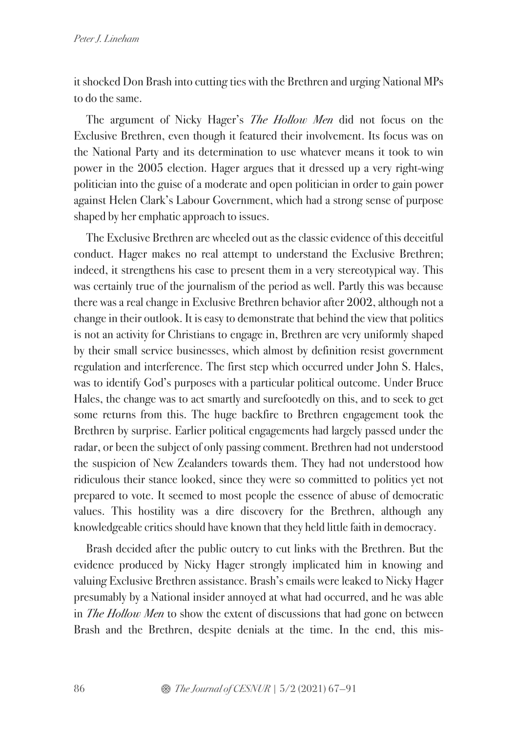it shocked Don Brash into cutting ties with the Brethren and urging National MPs to do the same.

The argument of Nicky Hager's *The Hollow Men* did not focus on the Exclusive Brethren, even though it featured their involvement. Its focus was on the National Party and its determination to use whatever means it took to win power in the 2005 election. Hager argues that it dressed up a very right-wing politician into the guise of a moderate and open politician in order to gain power against Helen Clark's Labour Government, which had a strong sense of purpose shaped by her emphatic approach to issues.

The Exclusive Brethren are wheeled out as the classic evidence of this deceitful conduct. Hager makes no real attempt to understand the Exclusive Brethren; indeed, it strengthens his case to present them in a very stereotypical way. This was certainly true of the journalism of the period as well. Partly this was because there was a real change in Exclusive Brethren behavior after 2002, although not a change in their outlook. It is easy to demonstrate that behind the view that politics is not an activity for Christians to engage in, Brethren are very uniformly shaped by their small service businesses, which almost by definition resist government regulation and interference. The first step which occurred under John S. Hales, was to identify God's purposes with a particular political outcome. Under Bruce Hales, the change was to act smartly and surefootedly on this, and to seek to get some returns from this. The huge backfire to Brethren engagement took the Brethren by surprise. Earlier political engagements had largely passed under the radar, or been the subject of only passing comment. Brethren had not understood the suspicion of New Zealanders towards them. They had not understood how ridiculous their stance looked, since they were so committed to politics yet not prepared to vote. It seemed to most people the essence of abuse of democratic values. This hostility was a dire discovery for the Brethren, although any knowledgeable critics should have known that they held little faith in democracy.

Brash decided after the public outcry to cut links with the Brethren. But the evidence produced by Nicky Hager strongly implicated him in knowing and valuing Exclusive Brethren assistance. Brash's emails were leaked to Nicky Hager presumably by a National insider annoyed at what had occurred, and he was able in *The Hollow Men* to show the extent of discussions that had gone on between Brash and the Brethren, despite denials at the time. In the end, this mis-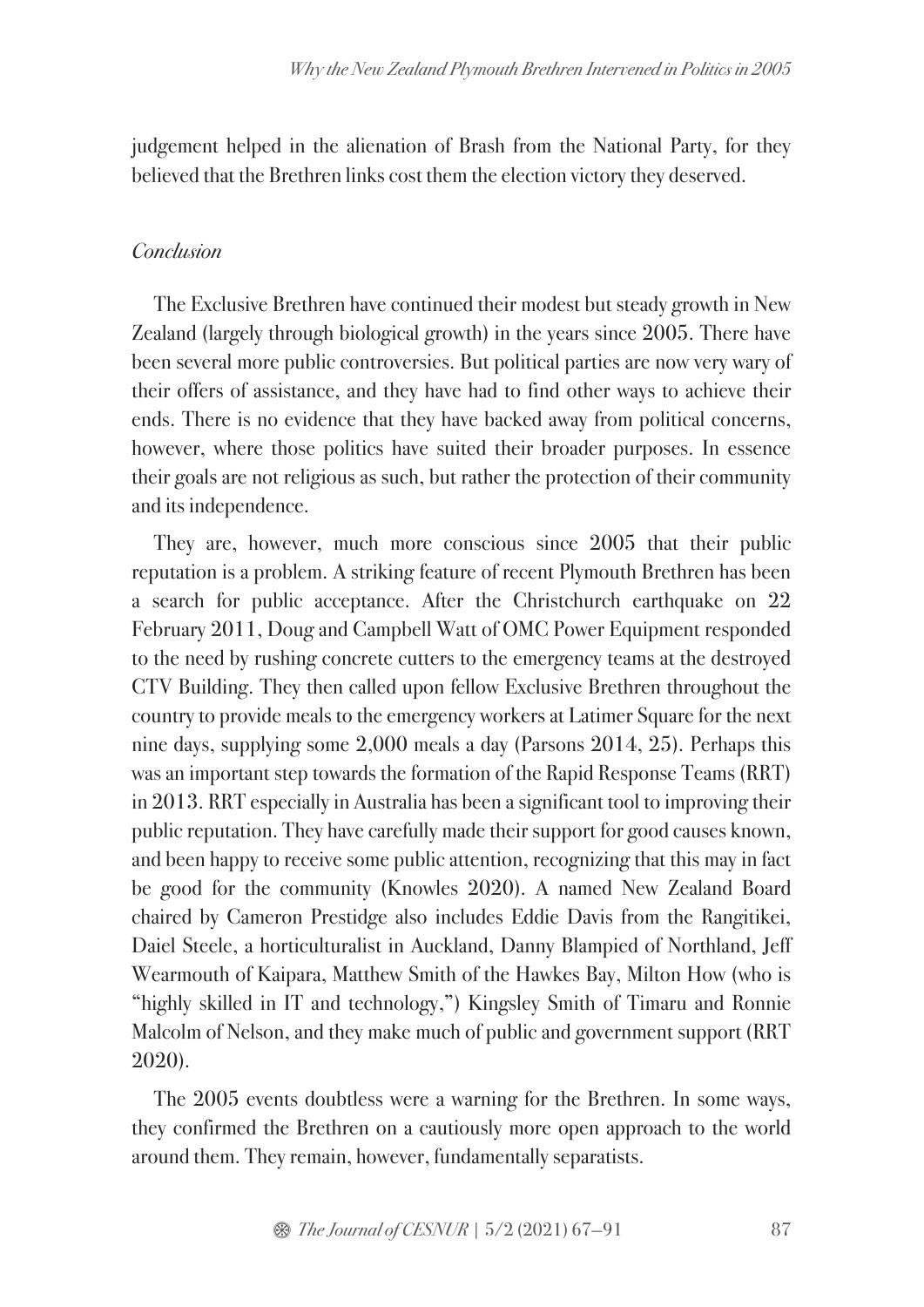judgement helped in the alienation of Brash from the National Party, for they believed that the Brethren links cost them the election victory they deserved.

*Conclusion*

The Exclusive Brethren have continued their modest but steady growth in New Zealand (largely through biological growth) in the years since 2005. There have been several more public controversies. But political parties are now very wary of their offers of assistance, and they have had to find other ways to achieve their ends. There is no evidence that they have backed away from political concerns, however, where those politics have suited their broader purposes. In essence their goals are not religious as such, but rather the protection of their community and its independence.

They are, however, much more conscious since 2005 that their public reputation is a problem. A striking feature of recent Plymouth Brethren has been a search for public acceptance. After the Christchurch earthquake on 22 February 2011, Doug and Campbell Watt of OMC Power Equipment responded to the need by rushing concrete cutters to the emergency teams at the destroyed CTV Building. They then called upon fellow Exclusive Brethren throughout the country to provide meals to the emergency workers at Latimer Square for the next nine days, supplying some 2,000 meals a day (Parsons 2014, 25). Perhaps this was an important step towards the formation of the Rapid Response Teams (RRT) in 2013. RRT especially in Australia has been a significant tool to improving their public reputation. They have carefully made their support for good causes known, and been happy to receive some public attention, recognizing that this may in fact be good for the community (Knowles 2020). A named New Zealand Board chaired by Cameron Prestidge also includes Eddie Davis from the Rangitikei, Daiel Steele, a horticulturalist in Auckland, Danny Blampied of Northland, Jeff Wearmouth of Kaipara, Matthew Smith of the Hawkes Bay, Milton How (who is "highly skilled in IT and technology,") Kingsley Smith of Timaru and Ronnie Malcolm of Nelson, and they make much of public and government support (RRT 2020).

The 2005 events doubtless were a warning for the Brethren. In some ways, they confirmed the Brethren on a cautiously more open approach to the world around them. They remain, however, fundamentally separatists.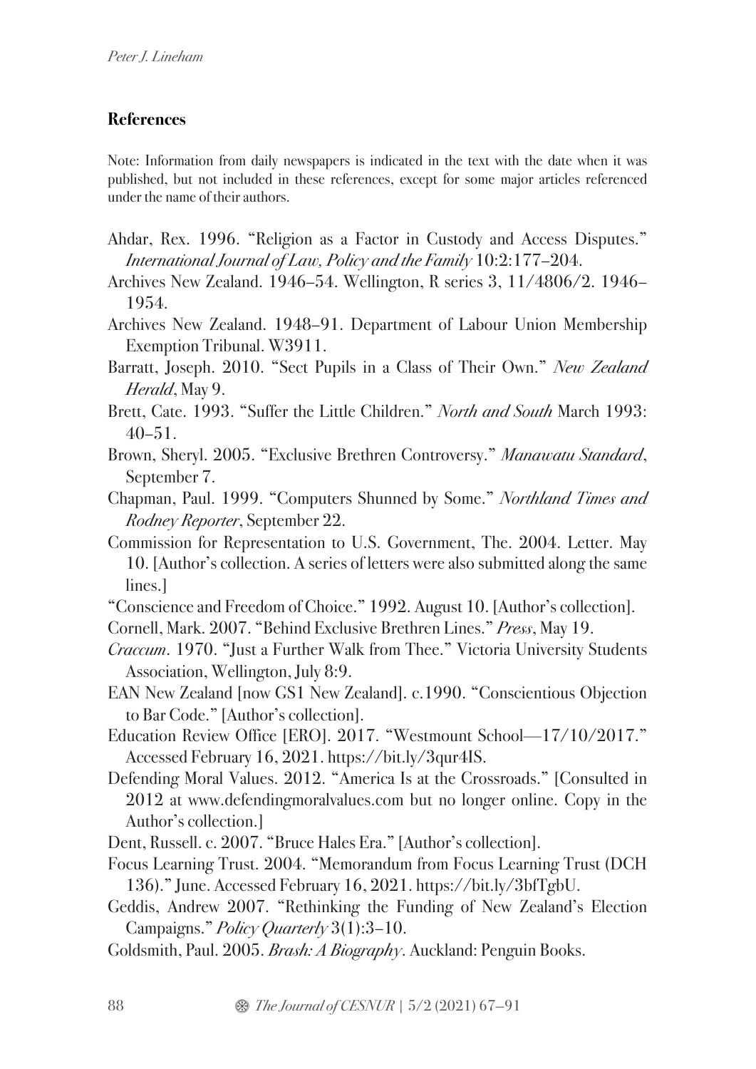## References

Note: Information from daily newspapers is indicated in the text with the date when it was published, but not included in these references, except for some major articles referenced under the name of their authors.

Ahdar, Rex. 1996. "Religion as a Factor in Custody and Access Disputes." *International Journal of Law, Policy and the Family* 10:2:177–204.

Archives New Zealand. 1946–54. Wellington, R series 3, 11/4806/2. 1946–1954.

Archives New Zealand. 1948–91. Department of Labour Union Membership Exemption Tribunal. W3911.

Barratt, Joseph. 2010. "Sect Pupils in a Class of Their Own." *New Zealand Herald*, May 9.

Brett, Cate. 1993. "Suffer the Little Children." *North and South* March 1993: 40–51.

Brown, Sheryl. 2005. "Exclusive Brethren Controversy." *Manawatu Standard*, September 7.

Chapman, Paul. 1999. "Computers Shunned by Some." *Northland Times and Rodney Reporter*, September 22.

Commission for Representation to U.S. Government, The. 2004. Letter. May 10. [Author's collection. A series of letters were also submitted along the same lines.]

"Conscience and Freedom of Choice." 1992. August 10. [Author's collection].

Cornell, Mark. 2007. "Behind Exclusive Brethren Lines." *Press*, May 19.

*Craccum*. 1970. "Just a Further Walk from Thee." Victoria University Students Association, Wellington, July 8:9.

EAN New Zealand [now GS1 New Zealand]. c.1990. "Conscientious Objection to Bar Code." [Author's collection].

Education Review Office [ERO]. 2017. "Westmount School—17/10/2017." Accessed February 16, 2021. https://bit.ly/3qur4IS.

Defending Moral Values. 2012. "America Is at the Crossroads." [Consulted in 2012 at www.defendingmoralvalues.com but no longer online. Copy in the Author's collection.]

Dent, Russell. c. 2007. "Bruce Hales Era." [Author's collection].

Focus Learning Trust. 2004. "Memorandum from Focus Learning Trust (DCH 136)." June. Accessed February 16, 2021. https://bit.ly/3bfTgbU.

Geddis, Andrew 2007. "Rethinking the Funding of New Zealand's Election Campaigns." *Policy Quarterly* 3(1):3–10.

Goldsmith, Paul. 2005. *Brash: A Biography*. Auckland: Penguin Books.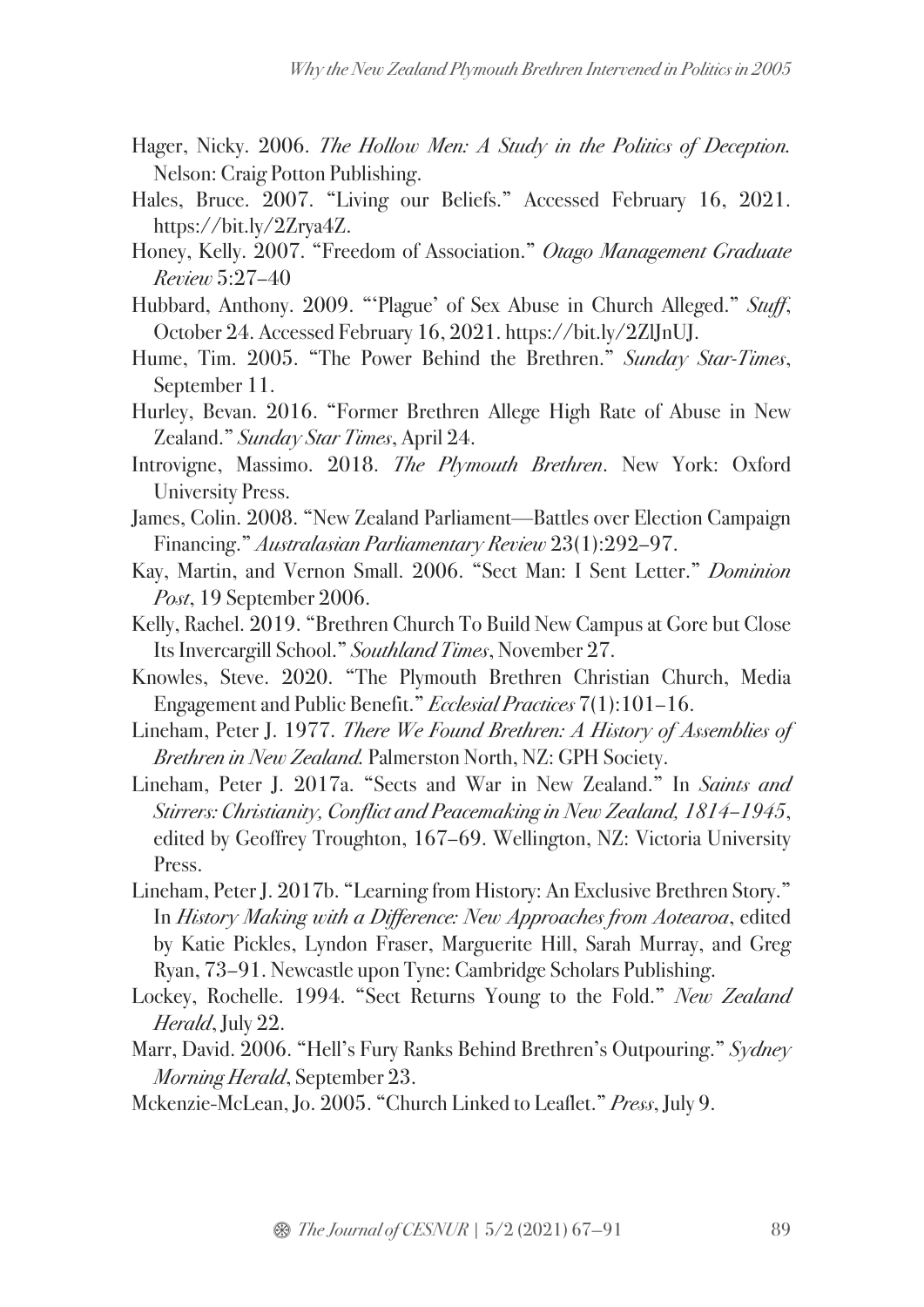Hager, Nicky. 2006. *The Hollow Men: A Study in the Politics of Deception.* Nelson: Craig Potton Publishing.

Hales, Bruce. 2007. "Living our Beliefs." Accessed February 16, 2021. https://bit.ly/2Zrya4Z.

Honey, Kelly. 2007. "Freedom of Association." *Otago Management Graduate Review* 5:27–40

Hubbard, Anthony. 2009. "'Plague' of Sex Abuse in Church Alleged." *Stuff*, October 24. Accessed February 16, 2021. https://bit.ly/2ZlJnUJ.

Hume, Tim. 2005. "The Power Behind the Brethren." *Sunday Star-Times*, September 11.

Hurley, Bevan. 2016. "Former Brethren Allege High Rate of Abuse in New Zealand." *Sunday Star Times*, April 24.

Introvigne, Massimo. 2018. *The Plymouth Brethren*. New York: Oxford University Press.

James, Colin. 2008. "New Zealand Parliament—Battles over Election Campaign Financing." *Australasian Parliamentary Review* 23(1):292–97.

Kay, Martin, and Vernon Small. 2006. "Sect Man: I Sent Letter." *Dominion Post*, 19 September 2006.

Kelly, Rachel. 2019. "Brethren Church To Build New Campus at Gore but Close Its Invercargill School." *Southland Times*, November 27.

Knowles, Steve. 2020. "The Plymouth Brethren Christian Church, Media Engagement and Public Benefit." *Ecclesial Practices* 7(1):101–16.

Lineham, Peter J. 1977. *There We Found Brethren: A History of Assemblies of Brethren in New Zealand.* Palmerston North, NZ: GPH Society.

Lineham, Peter J. 2017a. "Sects and War in New Zealand." In *Saints and Stirrers: Christianity, Conflict and Peacemaking in New Zealand, 1814–1945*, edited by Geoffrey Troughton, 167–69. Wellington, NZ: Victoria University Press.

Lineham, Peter J. 2017b. "Learning from History: An Exclusive Brethren Story." In *History Making with a Difference: New Approaches from Aotearoa*, edited by Katie Pickles, Lyndon Fraser, Marguerite Hill, Sarah Murray, and Greg Ryan, 73–91. Newcastle upon Tyne: Cambridge Scholars Publishing.

Lockey, Rochelle. 1994. "Sect Returns Young to the Fold." *New Zealand Herald*, July 22.

Marr, David. 2006. "Hell's Fury Ranks Behind Brethren's Outpouring." *Sydney Morning Herald*, September 23.

Mckenzie-McLean, Jo. 2005. "Church Linked to Leaflet." *Press*, July 9.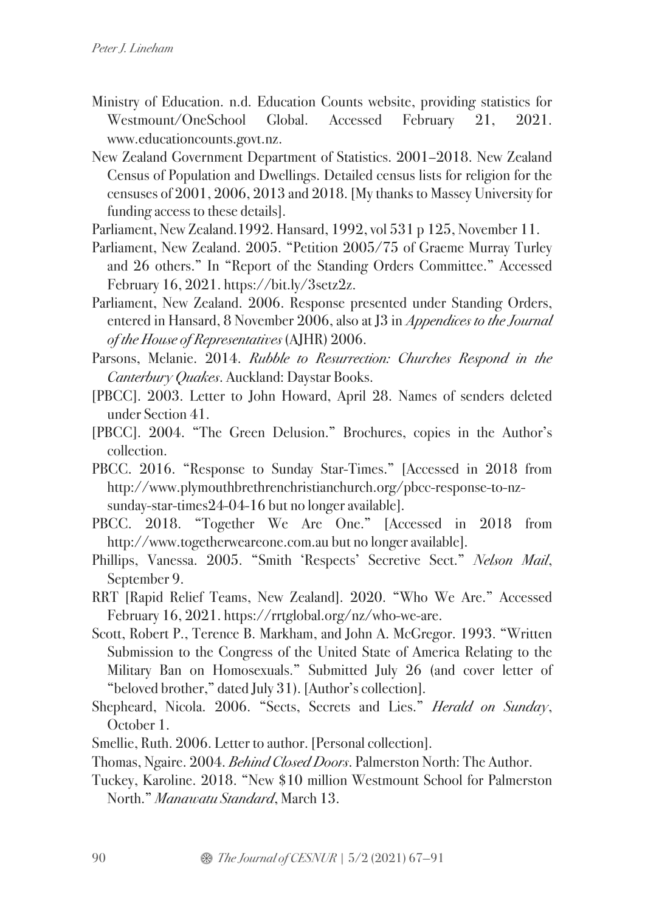Ministry of Education. n.d. Education Counts website, providing statistics for Westmount/OneSchool Global. Accessed February 21, 2021. www.educationcounts.govt.nz.

New Zealand Government Department of Statistics. 2001–2018. New Zealand Census of Population and Dwellings. Detailed census lists for religion for the censuses of 2001, 2006, 2013 and 2018. [My thanks to Massey University for funding access to these details].

Parliament, New Zealand.1992. Hansard, 1992, vol 531 p 125, November 11.

Parliament, New Zealand. 2005. "Petition 2005/75 of Graeme Murray Turley and 26 others." In "Report of the Standing Orders Committee." Accessed February 16, 2021. https://bit.ly/3setz2z.

Parliament, New Zealand. 2006. Response presented under Standing Orders, entered in Hansard, 8 November 2006, also at J3 in *Appendices to the Journal of the House of Representatives* (AJHR) 2006.

Parsons, Melanie. 2014. *Rubble to Resurrection: Churches Respond in the Canterbury Quakes*. Auckland: Daystar Books.

[PBCC]. 2003. Letter to John Howard, April 28. Names of senders deleted under Section 41.

[PBCC]. 2004. "The Green Delusion." Brochures, copies in the Author's collection.

PBCC. 2016. "Response to Sunday Star-Times." [Accessed in 2018 from http://www.plymouthbrethrenchristianchurch.org/pbcc-response-to-nz-sunday-star-times24-04-16 but no longer available].

PBCC. 2018. "Together We Are One." [Accessed in 2018 from http://www.togetherweareone.com.au but no longer available].

Phillips, Vanessa. 2005. "Smith 'Respects' Secretive Sect." *Nelson Mail*, September 9.

RRT [Rapid Relief Teams, New Zealand]. 2020. "Who We Are." Accessed February 16, 2021. https://rrtglobal.org/nz/who-we-are.

Scott, Robert P., Terence B. Markham, and John A. McGregor. 1993. "Written Submission to the Congress of the United State of America Relating to the Military Ban on Homosexuals." Submitted July 26 (and cover letter of "beloved brother," dated July 31). [Author's collection].

Shepheard, Nicola. 2006. "Sects, Secrets and Lies." *Herald on Sunday*, October 1.

Smellie, Ruth. 2006. Letter to author. [Personal collection].

Thomas, Ngaire. 2004. *Behind Closed Doors*. Palmerston North: The Author.

Tuckey, Karoline. 2018. "New $10 million Westmount School for Palmerston North." *Manawatu Standard*, March 13.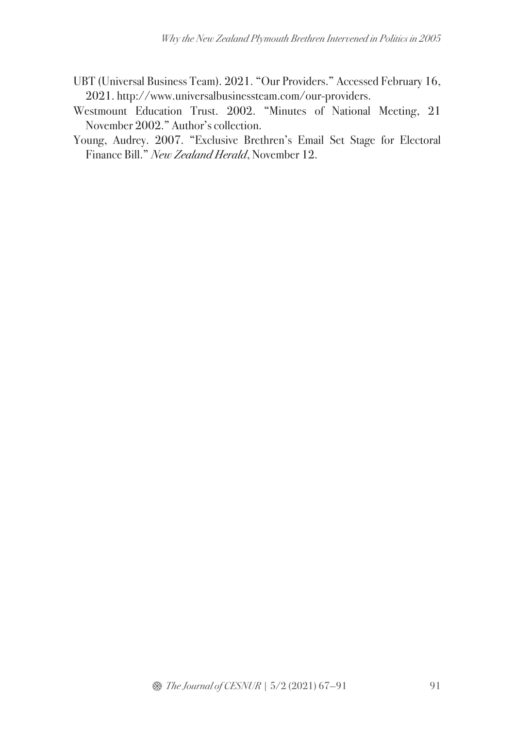UBT (Universal Business Team). 2021. "Our Providers." Accessed February 16, 2021. http://www.universalbusinessteam.com/our-providers.

Westmount Education Trust. 2002. "Minutes of National Meeting, 21 November 2002." Author's collection.

Young, Audrey. 2007. "Exclusive Brethren's Email Set Stage for Electoral Finance Bill." *New Zealand Herald*, November 12.